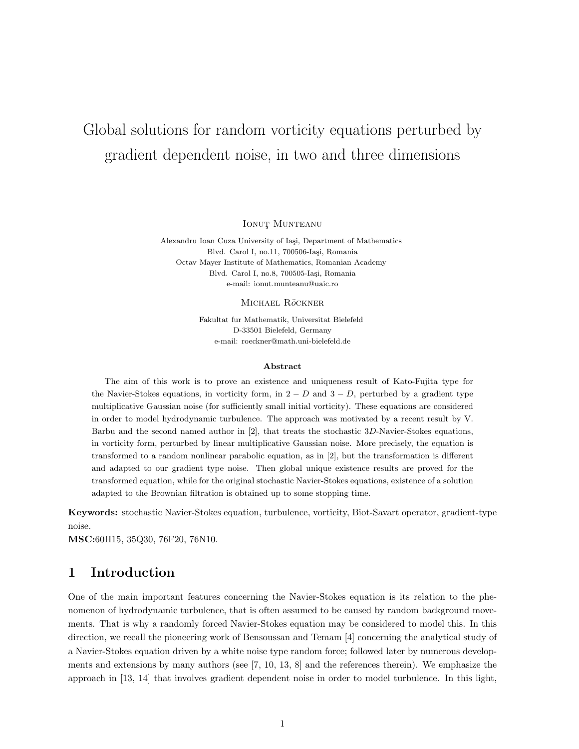# Global solutions for random vorticity equations perturbed by gradient dependent noise, in two and three dimensions

Ionuţ Munteanu

Alexandru Ioan Cuza University of Iaşi, Department of Mathematics
Blvd. Carol I, no.11, 700506-Iaşi, Romania
Octav Mayer Institute of Mathematics, Romanian Academy
Blvd. Carol I, no.8, 700505-Iaşi, Romania
e-mail: ionut.munteanu@uaic.ro

Michael Röckner

Fakultat fur Mathematik, Universitat Bielefeld
D-33501 Bielefeld, Germany
e-mail: roeckner@math.uni-bielefeld.de

### Abstract

The aim of this work is to prove an existence and uniqueness result of Kato-Fujita type for the Navier-Stokes equations, in vorticity form, in $2-D$ and $3-D$, perturbed by a gradient type multiplicative Gaussian noise (for sufficiently small initial vorticity). These equations are considered in order to model hydrodynamic turbulence. The approach was motivated by a recent result by V. Barbu and the second named author in [2], that treats the stochastic $3D$-Navier-Stokes equations, in vorticity form, perturbed by linear multiplicative Gaussian noise. More precisely, the equation is transformed to a random nonlinear parabolic equation, as in [2], but the transformation is different and adapted to our gradient type noise. Then global unique existence results are proved for the transformed equation, while for the original stochastic Navier-Stokes equations, existence of a solution adapted to the Brownian filtration is obtained up to some stopping time.

**Keywords:** stochastic Navier-Stokes equation, turbulence, vorticity, Biot-Savart operator, gradient-type noise.
**MSC:**60H15, 35Q30, 76F20, 76N10.

## 1 Introduction

One of the main important features concerning the Navier-Stokes equation is its relation to the phenomenon of hydrodynamic turbulence, that is often assumed to be caused by random background movements. That is why a randomly forced Navier-Stokes equation may be considered to model this. In this direction, we recall the pioneering work of Bensoussan and Temam [4] concerning the analytical study of a Navier-Stokes equation driven by a white noise type random force; followed later by numerous developments and extensions by many authors (see [7, 10, 13, 8] and the references therein). We emphasize the approach in [13, 14] that involves gradient dependent noise in order to model turbulence. In this light,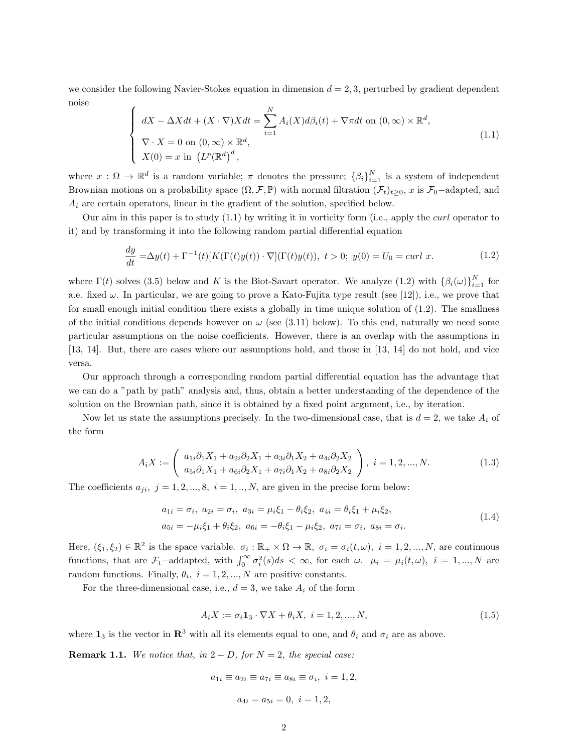we consider the following Navier-Stokes equation in dimension $d = 2, 3$, perturbed by gradient dependent noise

$$
\begin{cases}
dX - \Delta X dt + (X \cdot \nabla)X dt = \displaystyle\sum_{i=1}^{N} A_i(X) d\beta_i(t) + \nabla \pi dt \text{ on } (0,\infty) \times \mathbb{R}^d, \\
\nabla \cdot X = 0 \text{ on } (0,\infty) \times \mathbb{R}^d, \\
X(0) = x \text{ in } \left(L^p(\mathbb{R}^d)\right)^d,
\end{cases}
\tag{1.1}
$$

where $x : \Omega \to \mathbb{R}^d$ is a random variable; $\pi$ denotes the pressure; $\{\beta_i\}_{i=1}^N$ is a system of independent Brownian motions on a probability space $(\Omega, \mathcal{F}, \mathbb{P})$ with normal filtration $(\mathcal{F}_t)_{t\geq 0}$, $x$ is $\mathcal{F}_0-$adapted, and $A_i$ are certain operators, linear in the gradient of the solution, specified below.

Our aim in this paper is to study (1.1) by writing it in vorticity form (i.e., apply the *curl* operator to it) and by transforming it into the following random partial differential equation

$$
\frac{dy}{dt} = \Delta y(t) + \Gamma^{-1}(t)[K(\Gamma(t)y(t)) \cdot \nabla](\Gamma(t)y(t)), \ t > 0; \ y(0) = U_0 = curl \ x. \tag{1.2}
$$

where $\Gamma(t)$ solves (3.5) below and $K$ is the Biot-Savart operator. We analyze (1.2) with $\{\beta_i(\omega)\}_{i=1}^N$ for a.e. fixed $\omega$. In particular, we are going to prove a Kato-Fujita type result (see [12]), i.e., we prove that for small enough initial condition there exists a globally in time unique solution of (1.2). The smallness of the initial conditions depends however on $\omega$ (see (3.11) below). To this end, naturally we need some particular assumptions on the noise coefficients. However, there is an overlap with the assumptions in [13, 14]. But, there are cases where our assumptions hold, and those in [13, 14] do not hold, and vice versa.

Our approach through a corresponding random partial differential equation has the advantage that we can do a "path by path" analysis and, thus, obtain a better understanding of the dependence of the solution on the Brownian path, since it is obtained by a fixed point argument, i.e., by iteration.

Now let us state the assumptions precisely. In the two-dimensional case, that is $d = 2$, we take $A_i$ of the form

$$
A_i X := \begin{pmatrix} a_{1i}\partial_1 X_1 + a_{2i}\partial_2 X_1 + a_{3i}\partial_1 X_2 + a_{4i}\partial_2 X_2 \\ a_{5i}\partial_1 X_1 + a_{6i}\partial_2 X_1 + a_{7i}\partial_1 X_2 + a_{8i}\partial_2 X_2 \end{pmatrix}, \ i = 1, 2, ..., N. \tag{1.3}
$$

The coefficients $a_{ji}, \ j = 1, 2, ..., 8, \ i = 1, .., N$, are given in the precise form below:

$$
\begin{aligned}
&a_{1i} = \sigma_i, \ a_{2i} = \sigma_i, \ a_{3i} = \mu_i\xi_1 - \theta_i\xi_2, \ a_{4i} = \theta_i\xi_1 + \mu_i\xi_2, \\
&a_{5i} = -\mu_i\xi_1 + \theta_i\xi_2, \ a_{6i} = -\theta_i\xi_1 - \mu_i\xi_2, \ a_{7i} = \sigma_i, \ a_{8i} = \sigma_i.
\end{aligned}
\tag{1.4}
$$

Here, $(\xi_1, \xi_2) \in \mathbb{R}^2$ is the space variable. $\sigma_i : \mathbb{R}_+ \times \Omega \to \mathbb{R}, \ \sigma_i = \sigma_i(t, \omega), \ i = 1, 2, ..., N$, are continuous functions, that are $\mathcal{F}_t-$addapted, with $\int_0^\infty \sigma_i^2(s)ds < \infty$, for each $\omega$. $\mu_i = \mu_i(t, \omega), \ i = 1, ..., N$ are random functions. Finally, $\theta_i, \ i = 1, 2, ..., N$ are positive constants.

For the three-dimensional case, i.e., $d = 3$, we take $A_i$ of the form

$$
A_i X := \sigma_i \mathbf{1}_3 \cdot \nabla X + \theta_i X, \ i = 1, 2, ..., N, \tag{1.5}
$$

where $\mathbf{1}_3$ is the vector in $\mathbf{R}^3$ with all its elements equal to one, and $\theta_i$ and $\sigma_i$ are as above.

**Remark 1.1.** *We notice that, in $2-D$, for $N = 2$, the special case:*

$$
a_{1i} \equiv a_{2i} \equiv a_{7i} \equiv a_{8i} \equiv \sigma_i, \ i = 1, 2,
$$

$$
a_{4i} = a_{5i} = 0, \ i = 1, 2,
$$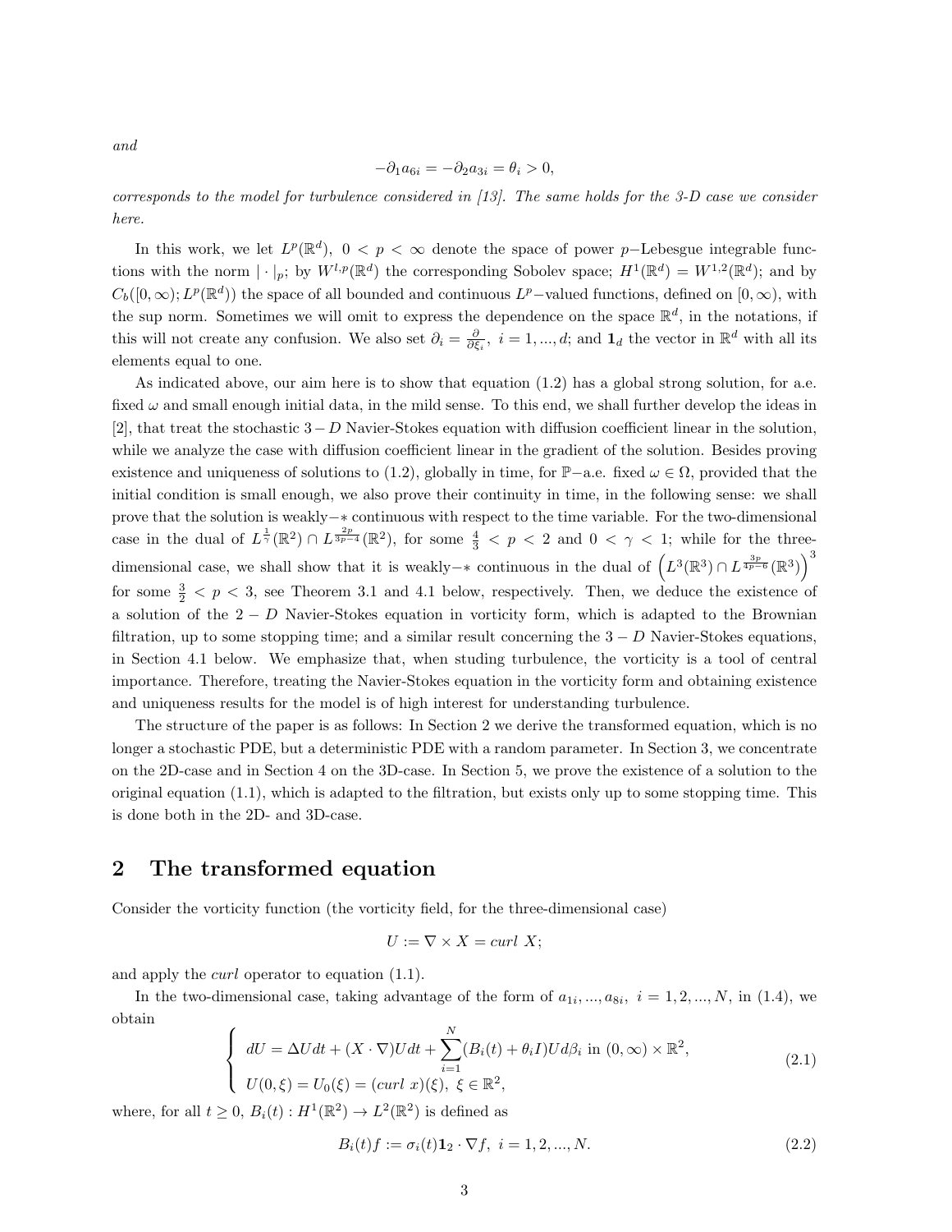*and*

$$-\partial_1 a_{6i} = -\partial_2 a_{3i} = \theta_i > 0,$$

*corresponds to the model for turbulence considered in [13]. The same holds for the 3-D case we consider here.*

In this work, we let $L^p(\mathbb{R}^d)$, $0 < p < \infty$ denote the space of power $p-$Lebesgue integrable functions with the norm $|\cdot|_p$; by $W^{l,p}(\mathbb{R}^d)$ the corresponding Sobolev space; $H^1(\mathbb{R}^d) = W^{1,2}(\mathbb{R}^d)$; and by $C_b([0,\infty); L^p(\mathbb{R}^d))$ the space of all bounded and continuous $L^p-$valued functions, defined on $[0,\infty)$, with the sup norm. Sometimes we will omit to express the dependence on the space $\mathbb{R}^d$, in the notations, if this will not create any confusion. We also set $\partial_i = \frac{\partial}{\partial \xi_i}$, $i = 1, ..., d$; and $\mathbf{1}_d$ the vector in $\mathbb{R}^d$ with all its elements equal to one.

As indicated above, our aim here is to show that equation (1.2) has a global strong solution, for a.e. fixed $\omega$ and small enough initial data, in the mild sense. To this end, we shall further develop the ideas in [2], that treat the stochastic $3-D$ Navier-Stokes equation with diffusion coefficient linear in the solution, while we analyze the case with diffusion coefficient linear in the gradient of the solution. Besides proving existence and uniqueness of solutions to (1.2), globally in time, for $\mathbb{P}-$a.e. fixed $\omega \in \Omega$, provided that the initial condition is small enough, we also prove their continuity in time, in the following sense: we shall prove that the solution is weakly$-*$ continuous with respect to the time variable. For the two-dimensional case in the dual of $L^{\frac{1}{\gamma}}(\mathbb{R}^2) \cap L^{\frac{2p}{3p-4}}(\mathbb{R}^2)$, for some $\frac{4}{3} < p < 2$ and $0 < \gamma < 1$; while for the three-dimensional case, we shall show that it is weakly$-*$ continuous in the dual of $\left(L^3(\mathbb{R}^3) \cap L^{\frac{3p}{4p-6}}(\mathbb{R}^3)\right)^3$ for some $\frac{3}{2} < p < 3$, see Theorem 3.1 and 4.1 below, respectively. Then, we deduce the existence of a solution of the $2-D$ Navier-Stokes equation in vorticity form, which is adapted to the Brownian filtration, up to some stopping time; and a similar result concerning the $3-D$ Navier-Stokes equations, in Section 4.1 below. We emphasize that, when studing turbulence, the vorticity is a tool of central importance. Therefore, treating the Navier-Stokes equation in the vorticity form and obtaining existence and uniqueness results for the model is of high interest for understanding turbulence.

The structure of the paper is as follows: In Section 2 we derive the transformed equation, which is no longer a stochastic PDE, but a deterministic PDE with a random parameter. In Section 3, we concentrate on the 2D-case and in Section 4 on the 3D-case. In Section 5, we prove the existence of a solution to the original equation (1.1), which is adapted to the filtration, but exists only up to some stopping time. This is done both in the 2D- and 3D-case.

## 2 The transformed equation

Consider the vorticity function (the vorticity field, for the three-dimensional case)

$$U := \nabla \times X = curl\ X;$$

and apply the *curl* operator to equation (1.1).

In the two-dimensional case, taking advantage of the form of $a_{1i}, ..., a_{8i}$, $i = 1, 2, ..., N$, in (1.4), we obtain

$$\begin{cases} dU = \Delta U dt + (X \cdot \nabla) U dt + \displaystyle\sum_{i=1}^{N} (B_i(t) + \theta_i I) U d\beta_i \text{ in } (0,\infty) \times \mathbb{R}^2, \\ U(0,\xi) = U_0(\xi) = (curl\ x)(\xi),\ \xi \in \mathbb{R}^2, \end{cases} \tag{2.1}$$

where, for all $t \geq 0$, $B_i(t) : H^1(\mathbb{R}^2) \to L^2(\mathbb{R}^2)$ is defined as

$$B_i(t) f := \sigma_i(t) \mathbf{1}_2 \cdot \nabla f,\ i = 1, 2, ..., N. \tag{2.2}$$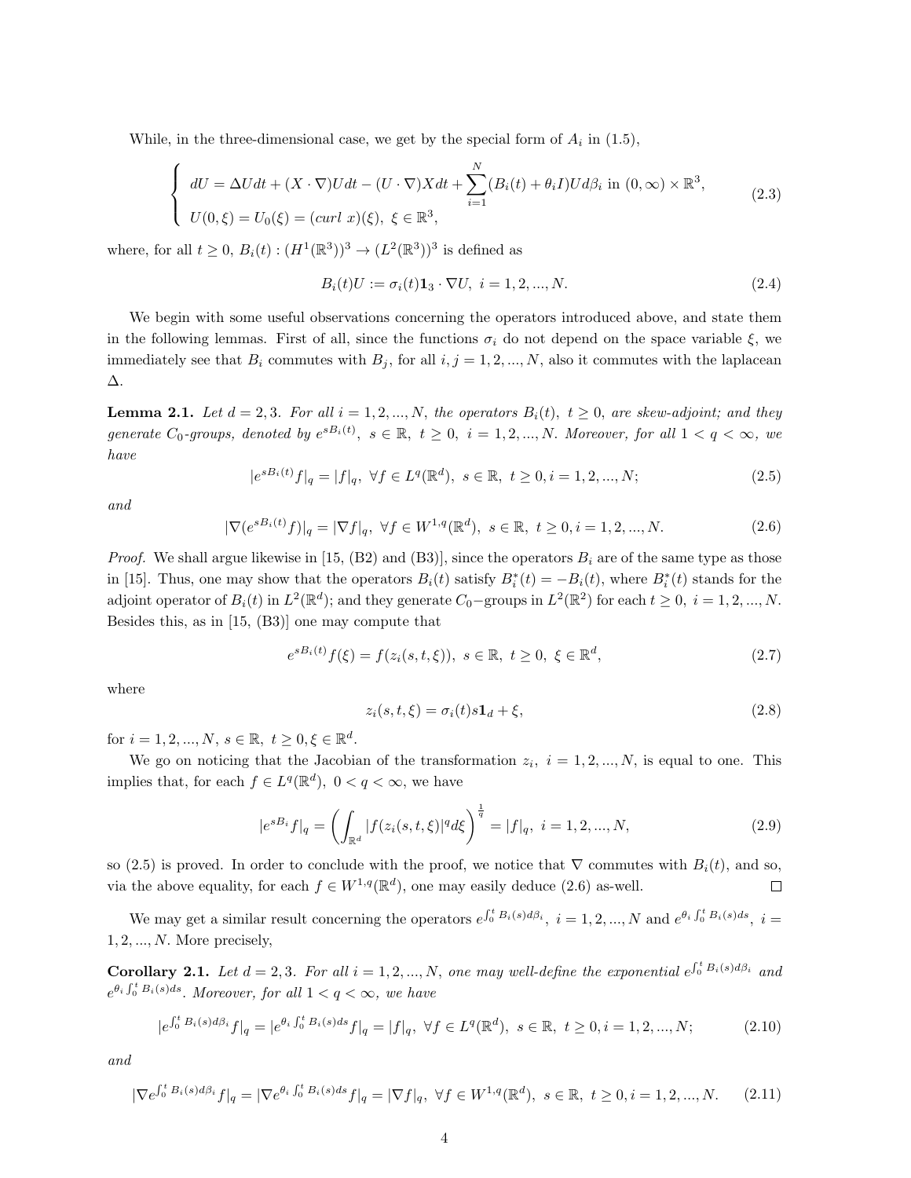While, in the three-dimensional case, we get by the special form of $A_i$ in (1.5),

$$
\begin{cases} dU = \Delta U dt + (X\cdot\nabla)U dt - (U\cdot\nabla)X dt + \displaystyle\sum_{i=1}^{N}(B_i(t)+\theta_i I)U d\beta_i \text{ in } (0,\infty)\times\mathbb{R}^3, \\ U(0,\xi) = U_0(\xi) = (curl\ x)(\xi),\ \xi\in\mathbb{R}^3, \end{cases} \tag{2.3}
$$

where, for all $t\geq 0$, $B_i(t) : (H^1(\mathbb{R}^3))^3 \to (L^2(\mathbb{R}^3))^3$ is defined as

$$
B_i(t)U := \sigma_i(t)\mathbf{1}_3\cdot\nabla U,\ i=1,2,...,N. \tag{2.4}
$$

We begin with some useful observations concerning the operators introduced above, and state them in the following lemmas. First of all, since the functions $\sigma_i$ do not depend on the space variable $\xi$, we immediately see that $B_i$ commutes with $B_j$, for all $i,j=1,2,...,N$, also it commutes with the laplacean $\Delta$.

**Lemma 2.1.** *Let $d=2,3$. For all $i=1,2,...,N$, the operators $B_i(t)$, $t\geq 0$, are skew-adjoint; and they generate $C_0$-groups, denoted by $e^{sB_i(t)}$, $s\in\mathbb{R}$, $t\geq 0$, $i=1,2,...,N$. Moreover, for all $1<q<\infty$, we have*

$$
|e^{sB_i(t)}f|_q = |f|_q,\ \forall f\in L^q(\mathbb{R}^d),\ s\in\mathbb{R},\ t\geq 0, i=1,2,...,N; \tag{2.5}
$$

*and*

$$
|\nabla(e^{sB_i(t)}f)|_q = |\nabla f|_q,\ \forall f\in W^{1,q}(\mathbb{R}^d),\ s\in\mathbb{R},\ t\geq 0, i=1,2,...,N. \tag{2.6}
$$

*Proof.* We shall argue likewise in [15, (B2) and (B3)], since the operators $B_i$ are of the same type as those in [15]. Thus, one may show that the operators $B_i(t)$ satisfy $B_i^*(t) = -B_i(t)$, where $B_i^*(t)$ stands for the adjoint operator of $B_i(t)$ in $L^2(\mathbb{R}^d)$; and they generate $C_0-$groups in $L^2(\mathbb{R}^2)$ for each $t\geq 0$, $i=1,2,...,N$. Besides this, as in [15, (B3)] one may compute that

$$
e^{sB_i(t)}f(\xi) = f(z_i(s,t,\xi)),\ s\in\mathbb{R},\ t\geq 0,\ \xi\in\mathbb{R}^d, \tag{2.7}
$$

where

$$
z_i(s,t,\xi) = \sigma_i(t)s\mathbf{1}_d + \xi, \tag{2.8}
$$

for $i=1,2,...,N$, $s\in\mathbb{R}$, $t\geq 0, \xi\in\mathbb{R}^d$.

We go on noticing that the Jacobian of the transformation $z_i$, $i=1,2,...,N$, is equal to one. This implies that, for each $f\in L^q(\mathbb{R}^d)$, $0<q<\infty$, we have

$$
|e^{sB_i}f|_q = \left(\int_{\mathbb{R}^d}|f(z_i(s,t,\xi)|^q d\xi\right)^{\frac{1}{q}} = |f|_q,\ i=1,2,...,N, \tag{2.9}
$$

so (2.5) is proved. In order to conclude with the proof, we notice that $\nabla$ commutes with $B_i(t)$, and so, via the above equality, for each $f\in W^{1,q}(\mathbb{R}^d)$, one may easily deduce (2.6) as-well. $\square$

We may get a similar result concerning the operators $e^{\int_0^t B_i(s)d\beta_i}$, $i=1,2,...,N$ and $e^{\theta_i\int_0^t B_i(s)ds}$, $i=1,2,...,N$. More precisely,

**Corollary 2.1.** *Let $d=2,3$. For all $i=1,2,...,N$, one may well-define the exponential $e^{\int_0^t B_i(s)d\beta_i}$ and $e^{\theta_i\int_0^t B_i(s)ds}$. Moreover, for all $1<q<\infty$, we have*

$$
|e^{\int_0^t B_i(s)d\beta_i}f|_q = |e^{\theta_i\int_0^t B_i(s)ds}f|_q = |f|_q,\ \forall f\in L^q(\mathbb{R}^d),\ s\in\mathbb{R},\ t\geq 0, i=1,2,...,N; \tag{2.10}
$$

*and*

$$
|\nabla e^{\int_0^t B_i(s)d\beta_i}f|_q = |\nabla e^{\theta_i\int_0^t B_i(s)ds}f|_q = |\nabla f|_q,\ \forall f\in W^{1,q}(\mathbb{R}^d),\ s\in\mathbb{R},\ t\geq 0, i=1,2,...,N. \tag{2.11}
$$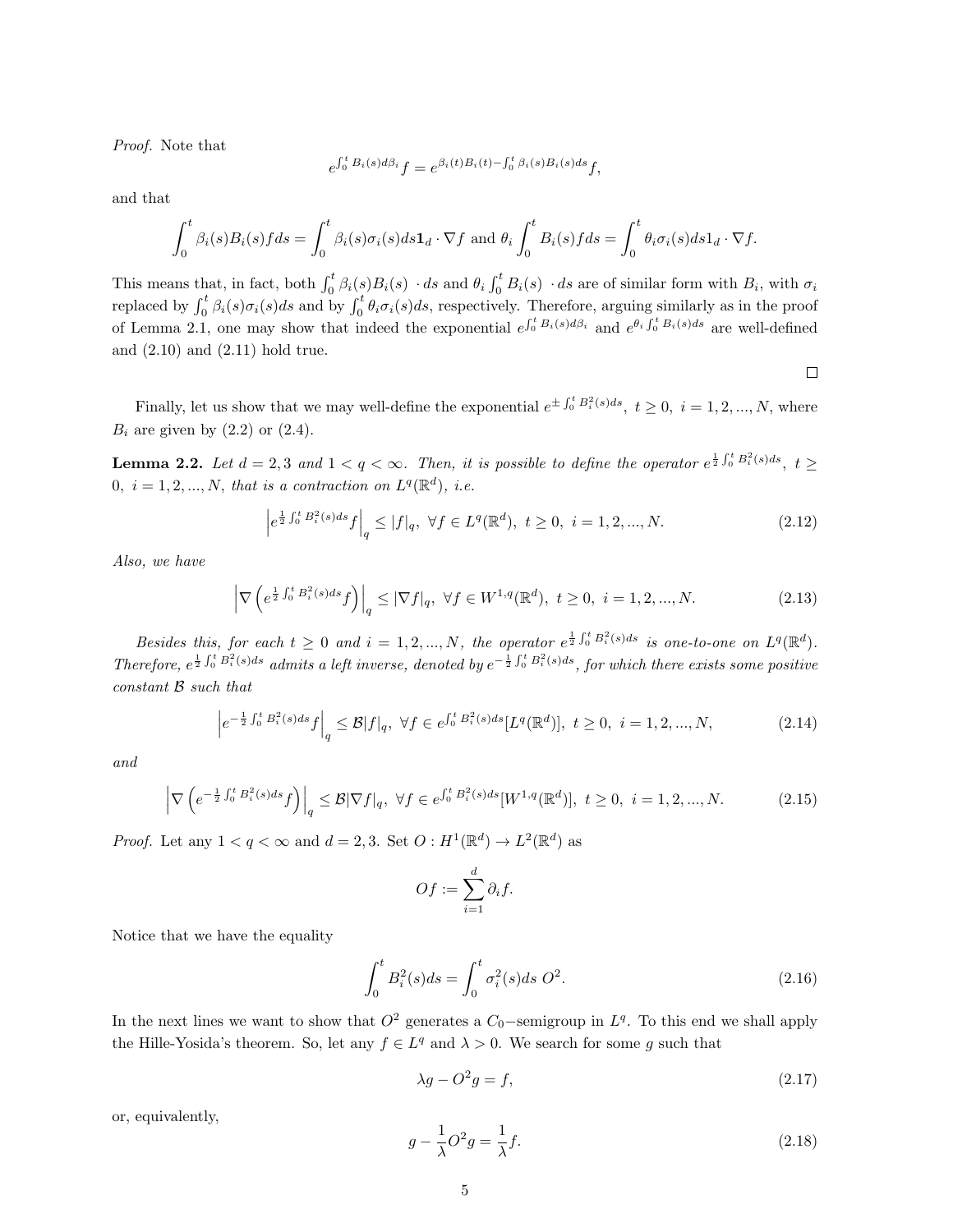*Proof.* Note that

$$e^{\int_0^t B_i(s)d\beta_i} f = e^{\beta_i(t)B_i(t) - \int_0^t \beta_i(s)B_i(s)ds} f,$$

and that

$$\int_0^t \beta_i(s)B_i(s)fds = \int_0^t \beta_i(s)\sigma_i(s)ds\mathbf{1}_d \cdot \nabla f \text{ and } \theta_i \int_0^t B_i(s)fds = \int_0^t \theta_i\sigma_i(s)ds1_d \cdot \nabla f.$$

This means that, in fact, both $\int_0^t \beta_i(s)B_i(s) \ \cdot ds$ and $\theta_i \int_0^t B_i(s) \ \cdot ds$ are of similar form with $B_i$, with $\sigma_i$ replaced by $\int_0^t \beta_i(s)\sigma_i(s)ds$ and by $\int_0^t \theta_i\sigma_i(s)ds$, respectively. Therefore, arguing similarly as in the proof of Lemma 2.1, one may show that indeed the exponential $e^{\int_0^t B_i(s)d\beta_i}$ and $e^{\theta_i \int_0^t B_i(s)ds}$ are well-defined and (2.10) and (2.11) hold true.

□

Finally, let us show that we may well-define the exponential $e^{\pm \int_0^t B_i^2(s)ds}, \ t \geq 0, \ i = 1, 2, ..., N$, where $B_i$ are given by (2.2) or (2.4).

**Lemma 2.2.** *Let $d = 2, 3$ and $1 < q < \infty$. Then, it is possible to define the operator $e^{\frac{1}{2}\int_0^t B_i^2(s)ds}, \ t \geq 0, \ i = 1, 2, ..., N$, that is a contraction on $L^q(\mathbb{R}^d)$, i.e.*

$$\left| e^{\frac{1}{2}\int_0^t B_i^2(s)ds} f \right|_q \leq |f|_q, \ \forall f \in L^q(\mathbb{R}^d), \ t \geq 0, \ i = 1, 2, ..., N. \tag{2.12}$$

*Also, we have*

$$\left| \nabla \left( e^{\frac{1}{2}\int_0^t B_i^2(s)ds} f \right) \right|_q \leq |\nabla f|_q, \ \forall f \in W^{1,q}(\mathbb{R}^d), \ t \geq 0, \ i = 1, 2, ..., N. \tag{2.13}$$

*Besides this, for each $t \geq 0$ and $i = 1, 2, ..., N$, the operator $e^{\frac{1}{2}\int_0^t B_i^2(s)ds}$ is one-to-one on $L^q(\mathbb{R}^d)$. Therefore, $e^{\frac{1}{2}\int_0^t B_i^2(s)ds}$ admits a left inverse, denoted by $e^{-\frac{1}{2}\int_0^t B_i^2(s)ds}$, for which there exists some positive constant $\mathcal{B}$ such that*

$$\left| e^{-\frac{1}{2}\int_0^t B_i^2(s)ds} f \right|_q \leq \mathcal{B}|f|_q, \ \forall f \in e^{\int_0^t B_i^2(s)ds}[L^q(\mathbb{R}^d)], \ t \geq 0, \ i = 1, 2, ..., N, \tag{2.14}$$

*and*

$$\left| \nabla \left( e^{-\frac{1}{2}\int_0^t B_i^2(s)ds} f \right) \right|_q \leq \mathcal{B}|\nabla f|_q, \ \forall f \in e^{\int_0^t B_i^2(s)ds}[W^{1,q}(\mathbb{R}^d)], \ t \geq 0, \ i = 1, 2, ..., N. \tag{2.15}$$

*Proof.* Let any $1 < q < \infty$ and $d = 2, 3$. Set $O : H^1(\mathbb{R}^d) \to L^2(\mathbb{R}^d)$ as

$$Of := \sum_{i=1}^d \partial_i f.$$

Notice that we have the equality

$$\int_0^t B_i^2(s)ds = \int_0^t \sigma_i^2(s)ds \ O^2. \tag{2.16}$$

In the next lines we want to show that $O^2$ generates a $C_0$−semigroup in $L^q$. To this end we shall apply the Hille-Yosida's theorem. So, let any $f \in L^q$ and $\lambda > 0$. We search for some $g$ such that

$$\lambda g - O^2 g = f, \tag{2.17}$$

or, equivalently,

$$g - \frac{1}{\lambda}O^2 g = \frac{1}{\lambda}f. \tag{2.18}$$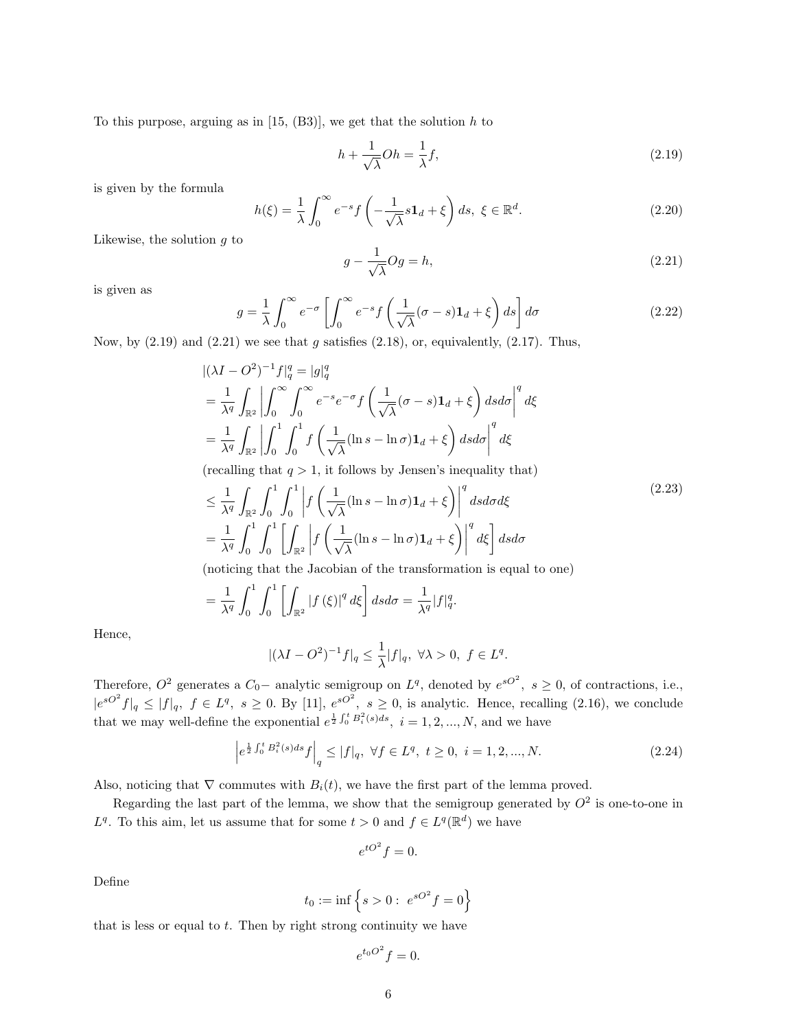To this purpose, arguing as in [15, (B3)], we get that the solution $h$ to

$$h + \frac{1}{\sqrt{\lambda}} O h = \frac{1}{\lambda} f, \tag{2.19}$$

is given by the formula

$$h(\xi) = \frac{1}{\lambda} \int_0^\infty e^{-s} f\left(-\frac{1}{\sqrt{\lambda}} s \mathbf{1}_d + \xi\right) ds, \ \xi \in \mathbb{R}^d. \tag{2.20}$$

Likewise, the solution $g$ to

$$g - \frac{1}{\sqrt{\lambda}} O g = h, \tag{2.21}$$

is given as

$$g = \frac{1}{\lambda} \int_0^\infty e^{-\sigma} \left[\int_0^\infty e^{-s} f\left(\frac{1}{\sqrt{\lambda}} (\sigma - s) \mathbf{1}_d + \xi\right) ds\right] d\sigma \tag{2.22}$$

Now, by (2.19) and (2.21) we see that $g$ satisfies (2.18), or, equivalently, (2.17). Thus,

$$\begin{aligned}
&|(\lambda I - O^2)^{-1} f|_q^q = |g|_q^q \\
&= \frac{1}{\lambda^q} \int_{\mathbb{R}^2} \left| \int_0^\infty \int_0^\infty e^{-s} e^{-\sigma} f\left(\frac{1}{\sqrt{\lambda}} (\sigma - s) \mathbf{1}_d + \xi\right) ds d\sigma \right|^q d\xi \\
&= \frac{1}{\lambda^q} \int_{\mathbb{R}^2} \left| \int_0^1 \int_0^1 f\left(\frac{1}{\sqrt{\lambda}} (\ln s - \ln \sigma) \mathbf{1}_d + \xi\right) ds d\sigma \right|^q d\xi \\
&\text{(recalling that } q > 1 \text{, it follows by Jensen's inequality that)} \\
&\le \frac{1}{\lambda^q} \int_{\mathbb{R}^2} \int_0^1 \int_0^1 \left| f\left(\frac{1}{\sqrt{\lambda}} (\ln s - \ln \sigma) \mathbf{1}_d + \xi\right) \right|^q ds d\sigma d\xi \\
&= \frac{1}{\lambda^q} \int_0^1 \int_0^1 \left[ \int_{\mathbb{R}^2} \left| f\left(\frac{1}{\sqrt{\lambda}} (\ln s - \ln \sigma) \mathbf{1}_d + \xi\right) \right|^q d\xi \right] ds d\sigma \\
&\text{(noticing that the Jacobian of the transformation is equal to one)} \\
&= \frac{1}{\lambda^q} \int_0^1 \int_0^1 \left[ \int_{\mathbb{R}^2} |f(\xi)|^q d\xi \right] ds d\sigma = \frac{1}{\lambda^q} |f|_q^q.
\end{aligned} \tag{2.23}$$

Hence,

$$|(\lambda I - O^2)^{-1} f|_q \le \frac{1}{\lambda} |f|_q, \ \forall \lambda > 0, \ f \in L^q.$$

Therefore, $O^2$ generates a $C_0-$ analytic semigroup on $L^q$, denoted by $e^{sO^2}, \ s \ge 0$, of contractions, i.e., $|e^{sO^2} f|_q \le |f|_q, \ f \in L^q, \ s \ge 0$. By [11], $e^{sO^2}, \ s \ge 0$, is analytic. Hence, recalling (2.16), we conclude that we may well-define the exponential $e^{\frac{1}{2}\int_0^t B_i^2(s) ds}, \ i = 1, 2, ..., N$, and we have

$$\left| e^{\frac{1}{2}\int_0^t B_i^2(s) ds} f \right|_q \le |f|_q, \ \forall f \in L^q, \ t \ge 0, \ i = 1, 2, ..., N. \tag{2.24}$$

Also, noticing that $\nabla$ commutes with $B_i(t)$, we have the first part of the lemma proved.

Regarding the last part of the lemma, we show that the semigroup generated by $O^2$ is one-to-one in $L^q$. To this aim, let us assume that for some $t > 0$ and $f \in L^q(\mathbb{R}^d)$ we have

$$e^{tO^2} f = 0.$$

Define

$$t_0 := \inf\left\{ s > 0 : \ e^{sO^2} f = 0 \right\}$$

that is less or equal to $t$. Then by right strong continuity we have

$$e^{t_0 O^2} f = 0.$$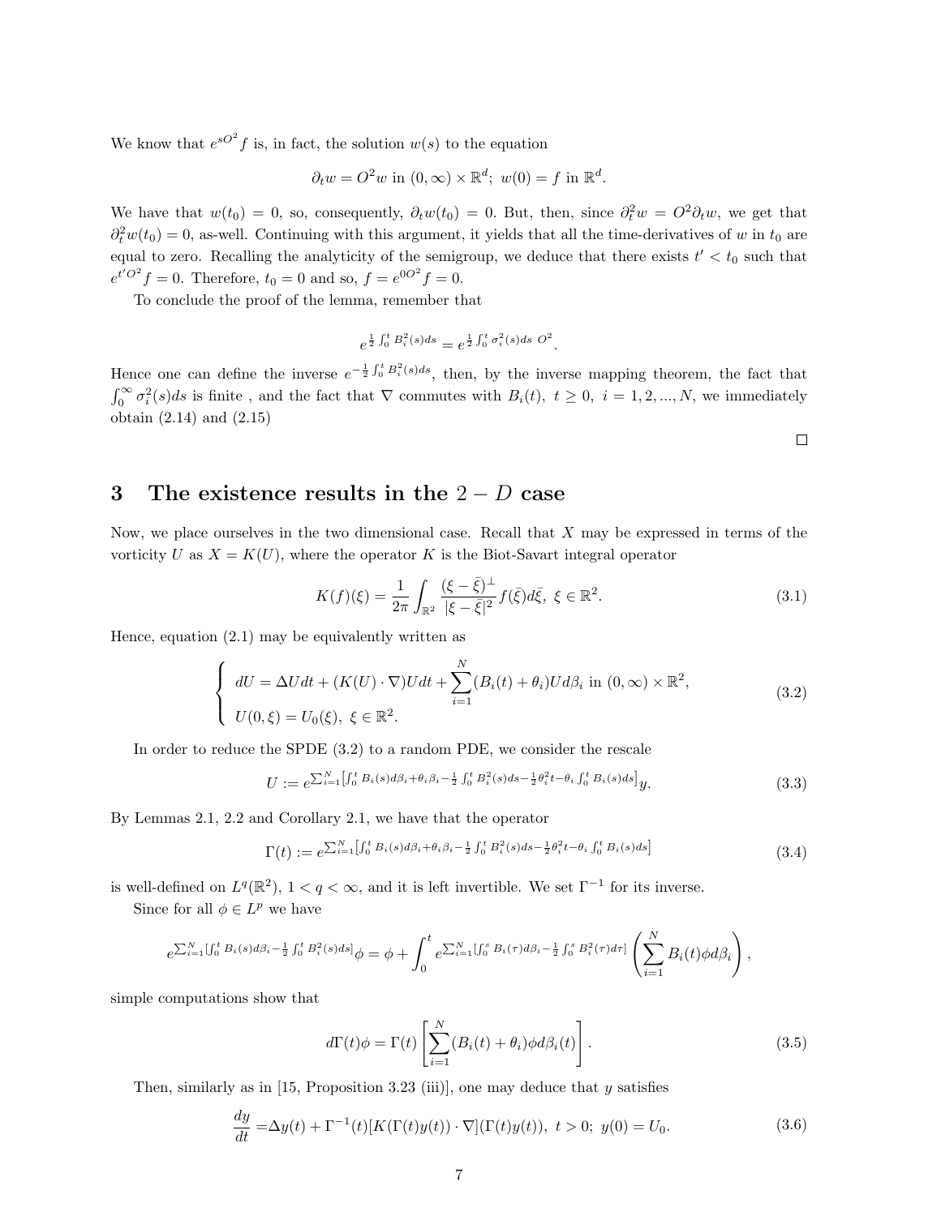We know that $e^{sO^2}f$ is, in fact, the solution $w(s)$ to the equation

$$\partial_t w = O^2 w \text{ in } (0,\infty)\times\mathbb{R}^d;\ w(0) = f \text{ in } \mathbb{R}^d.$$

We have that $w(t_0) = 0$, so, consequently, $\partial_t w(t_0) = 0$. But, then, since $\partial_t^2 w = O^2\partial_t w$, we get that $\partial_t^2 w(t_0) = 0$, as-well. Continuing with this argument, it yields that all the time-derivatives of $w$ in $t_0$ are equal to zero. Recalling the analyticity of the semigroup, we deduce that there exists $t' < t_0$ such that $e^{t'O^2}f = 0$. Therefore, $t_0 = 0$ and so, $f = e^{0O^2}f = 0$.

To conclude the proof of the lemma, remember that

$$e^{\frac{1}{2}\int_0^t B_i^2(s)ds} = e^{\frac{1}{2}\int_0^t \sigma_i^2(s)ds\ O^2}.$$

Hence one can define the inverse $e^{-\frac{1}{2}\int_0^t B_i^2(s)ds}$, then, by the inverse mapping theorem, the fact that $\int_0^\infty \sigma_i^2(s)ds$ is finite , and the fact that $\nabla$ commutes with $B_i(t)$, $t\geq 0$, $i = 1,2,...,N$, we immediately obtain (2.14) and (2.15)

□

# 3 The existence results in the $2-D$ case

Now, we place ourselves in the two dimensional case. Recall that $X$ may be expressed in terms of the vorticity $U$ as $X = K(U)$, where the operator $K$ is the Biot-Savart integral operator

$$K(f)(\xi) = \frac{1}{2\pi}\int_{\mathbb{R}^2}\frac{(\xi-\bar{\xi})^\perp}{|\xi-\bar{\xi}|^2}f(\bar{\xi})d\bar{\xi},\ \xi\in\mathbb{R}^2. \tag{3.1}$$

Hence, equation (2.1) may be equivalently written as

$$\begin{cases} dU = \Delta U dt + (K(U)\cdot\nabla)U dt + \displaystyle\sum_{i=1}^N (B_i(t)+\theta_i)U d\beta_i \text{ in } (0,\infty)\times\mathbb{R}^2, \\ U(0,\xi) = U_0(\xi),\ \xi\in\mathbb{R}^2. \end{cases} \tag{3.2}$$

In order to reduce the SPDE (3.2) to a random PDE, we consider the rescale

$$U := e^{\sum_{i=1}^N\left[\int_0^t B_i(s)d\beta_i + \theta_i\beta_i - \frac{1}{2}\int_0^t B_i^2(s)ds - \frac{1}{2}\theta_i^2 t - \theta_i\int_0^t B_i(s)ds\right]}y. \tag{3.3}$$

By Lemmas 2.1, 2.2 and Corollary 2.1, we have that the operator

$$\Gamma(t) := e^{\sum_{i=1}^N\left[\int_0^t B_i(s)d\beta_i + \theta_i\beta_i - \frac{1}{2}\int_0^t B_i^2(s)ds - \frac{1}{2}\theta_i^2 t - \theta_i\int_0^t B_i(s)ds\right]} \tag{3.4}$$

is well-defined on $L^q(\mathbb{R}^2)$, $1<q<\infty$, and it is left invertible. We set $\Gamma^{-1}$ for its inverse.

Since for all $\phi\in L^p$ we have

$$e^{\sum_{i=1}^N[\int_0^t B_i(s)d\beta_i - \frac{1}{2}\int_0^t B_i^2(s)ds]}\phi = \phi + \int_0^t e^{\sum_{i=1}^N[\int_0^s B_i(\tau)d\beta_i - \frac{1}{2}\int_0^s B_i^2(\tau)d\tau]}\left(\sum_{i=1}^N B_i(t)\phi d\beta_i\right),$$

simple computations show that

$$d\Gamma(t)\phi = \Gamma(t)\left[\sum_{i=1}^N (B_i(t)+\theta_i)\phi d\beta_i(t)\right]. \tag{3.5}$$

Then, similarly as in [15, Proposition 3.23 (iii)], one may deduce that $y$ satisfies

$$\frac{dy}{dt} = \Delta y(t) + \Gamma^{-1}(t)[K(\Gamma(t)y(t))\cdot\nabla](\Gamma(t)y(t)),\ t>0;\ y(0) = U_0. \tag{3.6}$$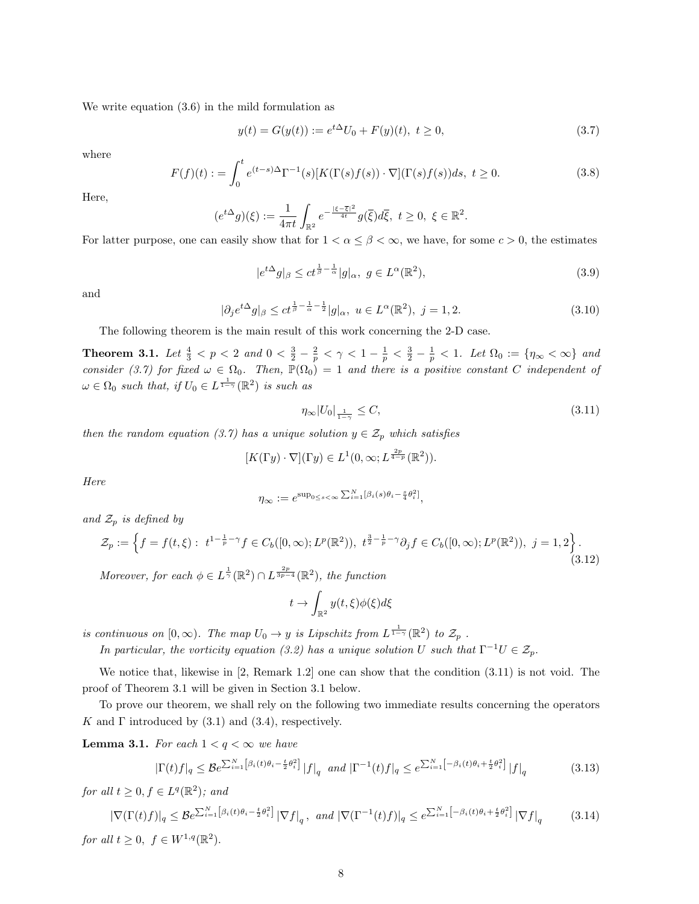We write equation (3.6) in the mild formulation as

$$y(t) = G(y(t)) := e^{t\Delta}U_0 + F(y)(t),\ t \geq 0, \tag{3.7}$$

where

$$F(f)(t) := \int_0^t e^{(t-s)\Delta}\Gamma^{-1}(s)[K(\Gamma(s)f(s))\cdot\nabla](\Gamma(s)f(s))ds,\ t \geq 0. \tag{3.8}$$

Here,

$$(e^{t\Delta}g)(\xi) := \frac{1}{4\pi t}\int_{\mathbb{R}^2} e^{-\frac{|\xi-\overline{\xi}|^2}{4t}}g(\overline{\xi})d\overline{\xi},\ t \geq 0,\ \xi \in \mathbb{R}^2.$$

For latter purpose, one can easily show that for $1 < \alpha \leq \beta < \infty$, we have, for some $c > 0$, the estimates

$$|e^{t\Delta}g|_\beta \leq ct^{\frac{1}{\beta}-\frac{1}{\alpha}}|g|_\alpha,\ g \in L^\alpha(\mathbb{R}^2), \tag{3.9}$$

and

$$|\partial_j e^{t\Delta}g|_\beta \leq ct^{\frac{1}{\beta}-\frac{1}{\alpha}-\frac{1}{2}}|g|_\alpha,\ u \in L^\alpha(\mathbb{R}^2),\ j = 1, 2. \tag{3.10}$$

The following theorem is the main result of this work concerning the 2-D case.

**Theorem 3.1.** *Let $\frac{4}{3} < p < 2$ and $0 < \frac{3}{2} - \frac{2}{p} < \gamma < 1 - \frac{1}{p} < \frac{3}{2} - \frac{1}{p} < 1$. Let $\Omega_0 := \{\eta_\infty < \infty\}$ and consider (3.7) for fixed $\omega \in \Omega_0$. Then, $\mathbb{P}(\Omega_0) = 1$ and there is a positive constant $C$ independent of $\omega \in \Omega_0$ such that, if $U_0 \in L^{\frac{1}{1-\gamma}}(\mathbb{R}^2)$ is such as*

$$\eta_\infty |U_0|_{\frac{1}{1-\gamma}} \leq C, \tag{3.11}$$

*then the random equation (3.7) has a unique solution $y \in \mathcal{Z}_p$ which satisfies*

$$[K(\Gamma y)\cdot\nabla](\Gamma y) \in L^1(0,\infty; L^{\frac{2p}{4-p}}(\mathbb{R}^2)).$$

*Here*

$$\eta_\infty := e^{\sup_{0\leq s<\infty}\sum_{i=1}^N[\beta_i(s)\theta_i - \frac{\varepsilon}{4}\theta_i^2]},$$

*and $\mathcal{Z}_p$ is defined by*

$$\mathcal{Z}_p := \left\{f = f(t,\xi):\ t^{1-\frac{1}{p}-\gamma}f \in C_b([0,\infty);L^p(\mathbb{R}^2)),\ t^{\frac{3}{2}-\frac{1}{p}-\gamma}\partial_j f \in C_b([0,\infty);L^p(\mathbb{R}^2)),\ j = 1,2\right\}. \tag{3.12}$$

*Moreover, for each $\phi \in L^{\frac{1}{\gamma}}(\mathbb{R}^2) \cap L^{\frac{2p}{3p-4}}(\mathbb{R}^2)$, the function*

$$t \to \int_{\mathbb{R}^2} y(t,\xi)\phi(\xi)d\xi$$

*is continuous on $[0,\infty)$. The map $U_0 \to y$ is Lipschitz from $L^{\frac{1}{1-\gamma}}(\mathbb{R}^2)$ to $\mathcal{Z}_p$ .*

*In particular, the vorticity equation (3.2) has a unique solution $U$ such that $\Gamma^{-1}U \in \mathcal{Z}_p$.*

We notice that, likewise in [2, Remark 1.2] one can show that the condition (3.11) is not void. The proof of Theorem 3.1 will be given in Section 3.1 below.

To prove our theorem, we shall rely on the following two immediate results concerning the operators $K$ and $\Gamma$ introduced by (3.1) and (3.4), respectively.

**Lemma 3.1.** *For each $1 < q < \infty$ we have*

$$|\Gamma(t)f|_q \leq \mathcal{B}e^{\sum_{i=1}^N\left[\beta_i(t)\theta_i - \frac{t}{2}\theta_i^2\right]}|f|_q \ \text{ and } |\Gamma^{-1}(t)f|_q \leq e^{\sum_{i=1}^N\left[-\beta_i(t)\theta_i + \frac{t}{2}\theta_i^2\right]}|f|_q \tag{3.13}$$

*for all $t \geq 0, f \in L^q(\mathbb{R}^2)$; and*

$$|\nabla(\Gamma(t)f)|_q \leq \mathcal{B}e^{\sum_{i=1}^N\left[\beta_i(t)\theta_i - \frac{t}{2}\theta_i^2\right]}|\nabla f|_q,\ \text{ and } |\nabla(\Gamma^{-1}(t)f)|_q \leq e^{\sum_{i=1}^N\left[-\beta_i(t)\theta_i + \frac{t}{2}\theta_i^2\right]}|\nabla f|_q \tag{3.14}$$

*for all $t \geq 0,\ f \in W^{1,q}(\mathbb{R}^2)$.*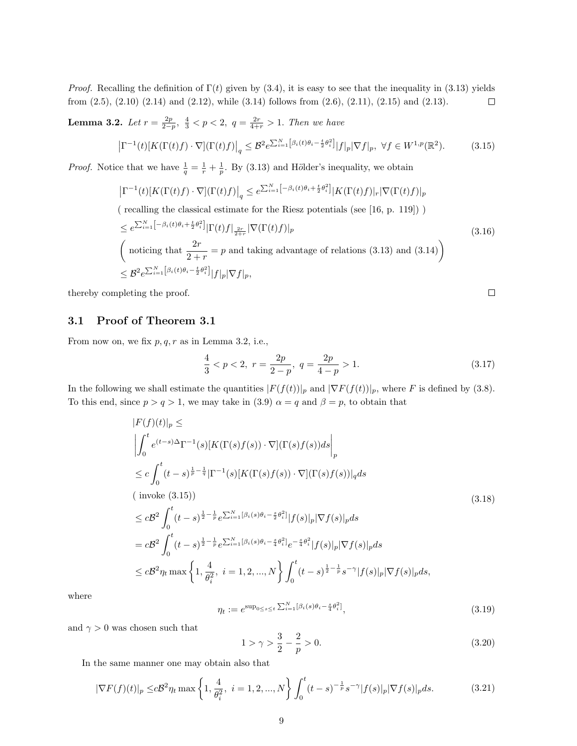*Proof.* Recalling the definition of $\Gamma(t)$ given by (3.4), it is easy to see that the inequality in (3.13) yields from (2.5), (2.10) (2.14) and (2.12), while (3.14) follows from (2.6), (2.11), (2.15) and (2.13). $\square$

**Lemma 3.2.** *Let $r = \frac{2p}{2-p}$, $\frac{4}{3} < p < 2$, $q = \frac{2r}{4+r} > 1$. Then we have*

$$\left|\Gamma^{-1}(t)[K(\Gamma(t)f)\cdot\nabla](\Gamma(t)f)\right|_q \leq \mathcal{B}^2 e^{\sum_{i=1}^N\left[\beta_i(t)\theta_i - \frac{t}{2}\theta_i^2\right]}|f|_p|\nabla f|_p,\ \forall f\in W^{1,p}(\mathbb{R}^2). \tag{3.15}$$

*Proof.* Notice that we have $\frac{1}{q} = \frac{1}{r} + \frac{1}{p}$. By (3.13) and Hölder's inequality, we obtain

$$\begin{aligned}
&\left|\Gamma^{-1}(t)[K(\Gamma(t)f)\cdot\nabla](\Gamma(t)f)\right|_q \leq e^{\sum_{i=1}^N\left[-\beta_i(t)\theta_i + \frac{t}{2}\theta_i^2\right]}|K(\Gamma(t)f)|_r|\nabla(\Gamma(t)f)|_p \\
&\text{( recalling the classical estimate for the Riesz potentials (see [16, p. 119]) )} \\
&\leq e^{\sum_{i=1}^N\left[-\beta_i(t)\theta_i + \frac{t}{2}\theta_i^2\right]}|\Gamma(t)f|_{\frac{2r}{2+r}}|\nabla(\Gamma(t)f)|_p \\
&\left(\text{ noticing that } \frac{2r}{2+r} = p \text{ and taking advantage of relations (3.13) and (3.14)}\right) \\
&\leq \mathcal{B}^2 e^{\sum_{i=1}^N\left[\beta_i(t)\theta_i - \frac{t}{2}\theta_i^2\right]}|f|_p|\nabla f|_p,
\end{aligned} \tag{3.16}$$

thereby completing the proof. $\square$

## 3.1 Proof of Theorem 3.1

From now on, we fix $p, q, r$ as in Lemma 3.2, i.e.,

$$\frac{4}{3} < p < 2,\ r = \frac{2p}{2-p},\ q = \frac{2p}{4-p} > 1. \tag{3.17}$$

In the following we shall estimate the quantities $|F(f(t))|_p$ and $|\nabla F(f(t))|_p$, where $F$ is defined by (3.8). To this end, since $p > q > 1$, we may take in (3.9) $\alpha = q$ and $\beta = p$, to obtain that

$$\begin{aligned}
&|F(f)(t)|_p \leq \\
&\left|\int_0^t e^{(t-s)\Delta}\Gamma^{-1}(s)[K(\Gamma(s)f(s))\cdot\nabla](\Gamma(s)f(s))ds\right|_p \\
&\leq c\int_0^t (t-s)^{\frac{1}{p}-\frac{1}{q}}|\Gamma^{-1}(s)[K(\Gamma(s)f(s))\cdot\nabla](\Gamma(s)f(s))|_q ds \\
&\text{( invoke (3.15))} \\
&\leq c\mathcal{B}^2\int_0^t (t-s)^{\frac{1}{2}-\frac{1}{p}} e^{\sum_{i=1}^N[\beta_i(s)\theta_i - \frac{s}{2}\theta_i^2]}|f(s)|_p|\nabla f(s)|_p ds \\
&= c\mathcal{B}^2\int_0^t (t-s)^{\frac{1}{2}-\frac{1}{p}} e^{\sum_{i=1}^N[\beta_i(s)\theta_i - \frac{s}{4}\theta_i^2]}e^{-\frac{s}{4}\theta_i^2}|f(s)|_p|\nabla f(s)|_p ds \\
&\leq c\mathcal{B}^2\eta_t \max\left\{1, \frac{4}{\theta_i^2},\ i = 1,2,...,N\right\}\int_0^t (t-s)^{\frac{1}{2}-\frac{1}{p}}s^{-\gamma}|f(s)|_p|\nabla f(s)|_p ds,
\end{aligned} \tag{3.18}$$

where

$$\eta_t := e^{\sup_{0\leq s\leq t}\sum_{i=1}^N[\beta_i(s)\theta_i - \frac{s}{4}\theta_i^2]}, \tag{3.19}$$

and $\gamma > 0$ was chosen such that

$$1 > \gamma > \frac{3}{2} - \frac{2}{p} > 0. \tag{3.20}$$

In the same manner one may obtain also that

$$|\nabla F(f)(t)|_p \leq c\mathcal{B}^2\eta_t \max\left\{1, \frac{4}{\theta_i^2},\ i = 1,2,...,N\right\}\int_0^t (t-s)^{-\frac{1}{p}}s^{-\gamma}|f(s)|_p|\nabla f(s)|_p ds. \tag{3.21}$$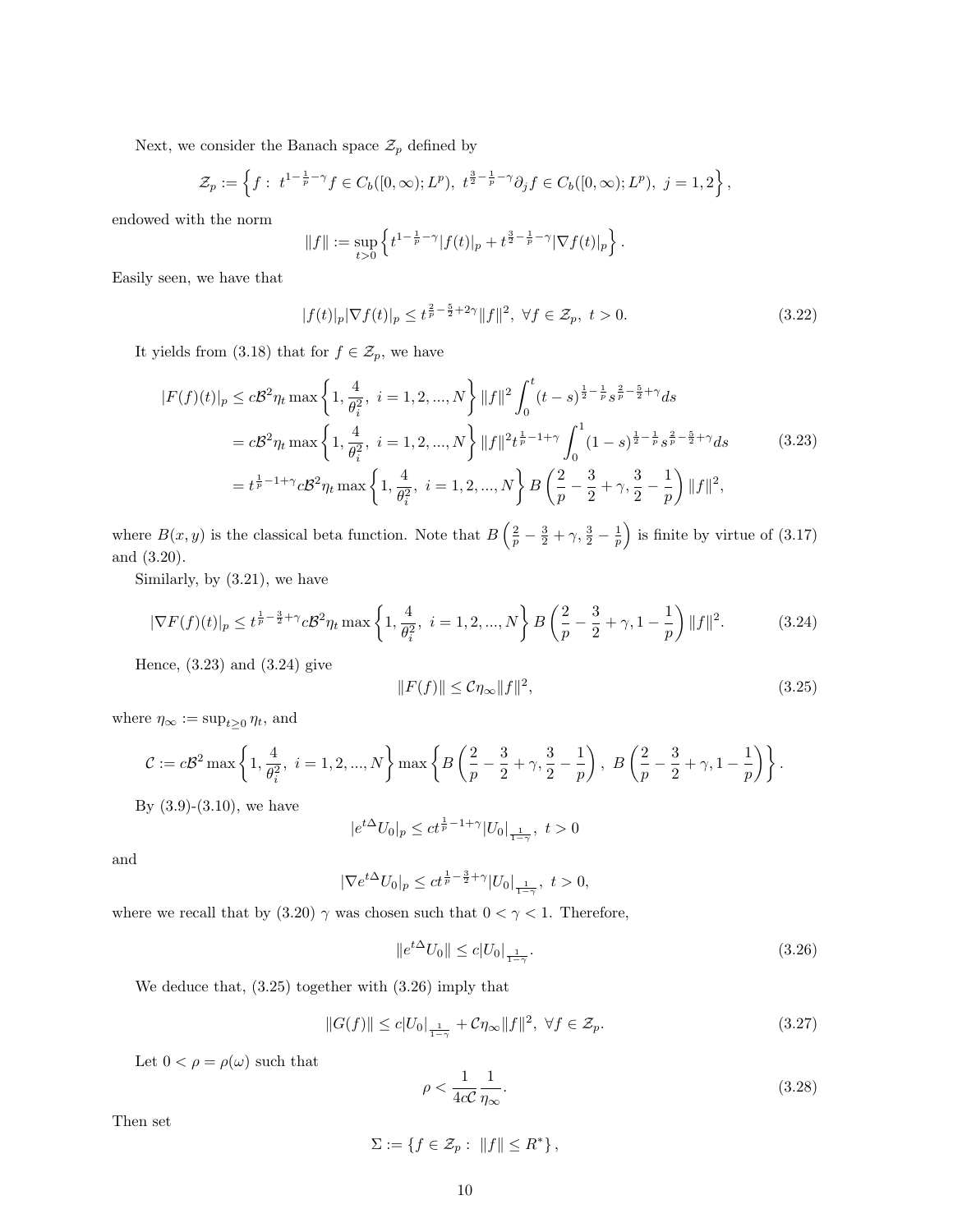Next, we consider the Banach space $\mathcal{Z}_p$ defined by

$$\mathcal{Z}_p := \left\{ f: \ t^{1-\frac{1}{p}-\gamma} f \in C_b([0,\infty); L^p), \ t^{\frac{3}{2}-\frac{1}{p}-\gamma} \partial_j f \in C_b([0,\infty); L^p), \ j = 1, 2 \right\},$$

endowed with the norm

$$\|f\| := \sup_{t>0} \left\{ t^{1-\frac{1}{p}-\gamma} |f(t)|_p + t^{\frac{3}{2}-\frac{1}{p}-\gamma} |\nabla f(t)|_p \right\}.$$

Easily seen, we have that

$$|f(t)|_p |\nabla f(t)|_p \leq t^{\frac{2}{p}-\frac{5}{2}+2\gamma} \|f\|^2, \ \forall f \in \mathcal{Z}_p, \ t > 0. \tag{3.22}$$

It yields from (3.18) that for $f \in \mathcal{Z}_p$, we have

$$\begin{aligned}
|F(f)(t)|_p &\leq c\mathcal{B}^2 \eta_t \max\left\{1, \frac{4}{\theta_i^2}, \ i = 1, 2, ..., N\right\} \|f\|^2 \int_0^t (t-s)^{\frac{1}{2}-\frac{1}{p}} s^{\frac{2}{p}-\frac{5}{2}+\gamma} ds \\
&= c\mathcal{B}^2 \eta_t \max\left\{1, \frac{4}{\theta_i^2}, \ i = 1, 2, ..., N\right\} \|f\|^2 t^{\frac{1}{p}-1+\gamma} \int_0^1 (1-s)^{\frac{1}{2}-\frac{1}{p}} s^{\frac{2}{p}-\frac{5}{2}+\gamma} ds \\
&= t^{\frac{1}{p}-1+\gamma} c\mathcal{B}^2 \eta_t \max\left\{1, \frac{4}{\theta_i^2}, \ i = 1, 2, ..., N\right\} B\left(\frac{2}{p} - \frac{3}{2} + \gamma, \frac{3}{2} - \frac{1}{p}\right) \|f\|^2,
\end{aligned} \tag{3.23}$$

where $B(x, y)$ is the classical beta function. Note that $B\left(\frac{2}{p} - \frac{3}{2} + \gamma, \frac{3}{2} - \frac{1}{p}\right)$ is finite by virtue of (3.17) and (3.20).

Similarly, by (3.21), we have

$$|\nabla F(f)(t)|_p \leq t^{\frac{1}{p}-\frac{3}{2}+\gamma} c\mathcal{B}^2 \eta_t \max\left\{1, \frac{4}{\theta_i^2}, \ i = 1, 2, ..., N\right\} B\left(\frac{2}{p} - \frac{3}{2} + \gamma, 1 - \frac{1}{p}\right) \|f\|^2. \tag{3.24}$$

Hence, (3.23) and (3.24) give

$$\|F(f)\| \leq \mathcal{C} \eta_\infty \|f\|^2, \tag{3.25}$$

where $\eta_\infty := \sup_{t \geq 0} \eta_t$, and

$$\mathcal{C} := c\mathcal{B}^2 \max\left\{1, \frac{4}{\theta_i^2}, \ i = 1, 2, ..., N\right\} \max\left\{ B\left(\frac{2}{p} - \frac{3}{2} + \gamma, \frac{3}{2} - \frac{1}{p}\right), \ B\left(\frac{2}{p} - \frac{3}{2} + \gamma, 1 - \frac{1}{p}\right) \right\}.$$

By (3.9)-(3.10), we have

$$|e^{t\Delta} U_0|_p \leq c t^{\frac{1}{p}-1+\gamma} |U_0|_{\frac{1}{1-\gamma}}, \ t > 0$$

and

$$|\nabla e^{t\Delta} U_0|_p \leq c t^{\frac{1}{p}-\frac{3}{2}+\gamma} |U_0|_{\frac{1}{1-\gamma}}, \ t > 0,$$

where we recall that by (3.20) $\gamma$ was chosen such that $0 < \gamma < 1$. Therefore,

$$\|e^{t\Delta} U_0\| \leq c |U_0|_{\frac{1}{1-\gamma}}. \tag{3.26}$$

We deduce that, (3.25) together with (3.26) imply that

$$\|G(f)\| \leq c |U_0|_{\frac{1}{1-\gamma}} + \mathcal{C} \eta_\infty \|f\|^2, \ \forall f \in \mathcal{Z}_p. \tag{3.27}$$

Let $0 < \rho = \rho(\omega)$ such that

$$\rho < \frac{1}{4c\mathcal{C}} \frac{1}{\eta_\infty}. \tag{3.28}$$

Then set

$$\Sigma := \{ f \in \mathcal{Z}_p : \ \|f\| \leq R^* \},$$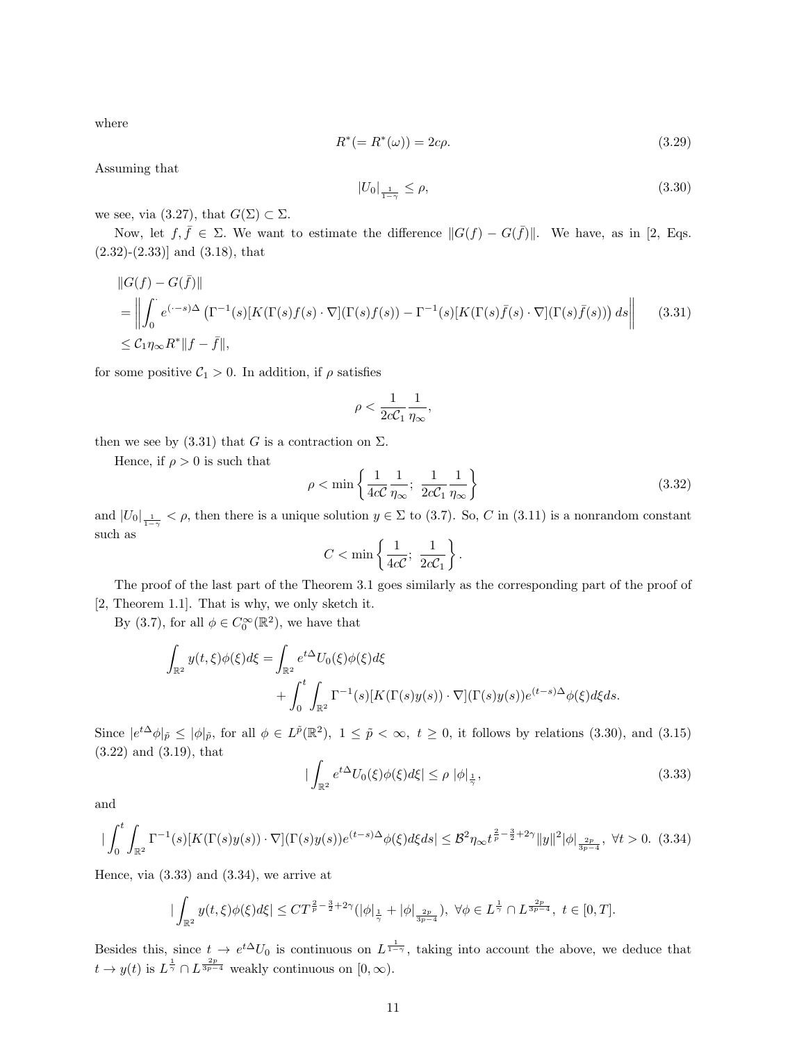where

$$R^*(= R^*(\omega)) = 2c\rho. \tag{3.29}$$

Assuming that

$$|U_0|_{\frac{1}{1-\gamma}} \leq \rho, \tag{3.30}$$

we see, via (3.27), that $G(\Sigma) \subset \Sigma$.

Now, let $f, \bar{f} \in \Sigma$. We want to estimate the difference $\|G(f) - G(\bar{f})\|$. We have, as in [2, Eqs. (2.32)-(2.33)] and (3.18), that

$$\begin{aligned}
&\|G(f) - G(\bar{f})\| \\
&= \left\| \int_0^{\cdot} e^{(\cdot - s)\Delta} \left( \Gamma^{-1}(s)[K(\Gamma(s)f(s) \cdot \nabla](\Gamma(s)f(s)) - \Gamma^{-1}(s)[K(\Gamma(s)\bar{f}(s) \cdot \nabla](\Gamma(s)\bar{f}(s)) \right) ds \right\| \\
&\leq \mathcal{C}_1 \eta_\infty R^* \|f - \bar{f}\|,
\end{aligned} \tag{3.31}$$

for some positive $\mathcal{C}_1 > 0$. In addition, if $\rho$ satisfies

$$\rho < \frac{1}{2c\mathcal{C}_1} \frac{1}{\eta_\infty},$$

then we see by (3.31) that $G$ is a contraction on $\Sigma$.

Hence, if $\rho > 0$ is such that

$$\rho < \min \left\{ \frac{1}{4c\mathcal{C}} \frac{1}{\eta_\infty};\ \frac{1}{2c\mathcal{C}_1} \frac{1}{\eta_\infty} \right\} \tag{3.32}$$

and $|U_0|_{\frac{1}{1-\gamma}} < \rho$, then there is a unique solution $y \in \Sigma$ to (3.7). So, $C$ in (3.11) is a nonrandom constant such as

$$C < \min \left\{ \frac{1}{4c\mathcal{C}};\ \frac{1}{2c\mathcal{C}_1} \right\}.$$

The proof of the last part of the Theorem 3.1 goes similarly as the corresponding part of the proof of [2, Theorem 1.1]. That is why, we only sketch it.

By (3.7), for all $\phi \in C_0^\infty(\mathbb{R}^2)$, we have that

$$\begin{aligned}
\int_{\mathbb{R}^2} y(t,\xi)\phi(\xi)d\xi = &\int_{\mathbb{R}^2} e^{t\Delta} U_0(\xi)\phi(\xi)d\xi \\
&+ \int_0^t \int_{\mathbb{R}^2} \Gamma^{-1}(s)[K(\Gamma(s)y(s)) \cdot \nabla](\Gamma(s)y(s))e^{(t-s)\Delta}\phi(\xi)d\xi ds.
\end{aligned}$$

Since $|e^{t\Delta}\phi|_{\tilde{p}} \leq |\phi|_{\tilde{p}}$, for all $\phi \in L^{\tilde{p}}(\mathbb{R}^2)$, $1 \leq \tilde{p} < \infty$, $t \geq 0$, it follows by relations (3.30), and (3.15) (3.22) and (3.19), that

$$\left|\int_{\mathbb{R}^2} e^{t\Delta} U_0(\xi)\phi(\xi)d\xi\right| \leq \rho\ |\phi|_{\frac{1}{\gamma}}, \tag{3.33}$$

and

$$\left|\int_0^t \int_{\mathbb{R}^2} \Gamma^{-1}(s)[K(\Gamma(s)y(s)) \cdot \nabla](\Gamma(s)y(s))e^{(t-s)\Delta}\phi(\xi)d\xi ds\right| \leq \mathcal{B}^2 \eta_\infty t^{\frac{2}{p} - \frac{3}{2} + 2\gamma} \|y\|^2 |\phi|_{\frac{2p}{3p-4}},\ \forall t > 0. \tag{3.34}$$

Hence, via (3.33) and (3.34), we arrive at

$$\left|\int_{\mathbb{R}^2} y(t,\xi)\phi(\xi)d\xi\right| \leq C T^{\frac{2}{p} - \frac{3}{2} + 2\gamma} (|\phi|_{\frac{1}{\gamma}} + |\phi|_{\frac{2p}{3p-4}}),\ \forall \phi \in L^{\frac{1}{\gamma}} \cap L^{\frac{2p}{3p-4}},\ t \in [0,T].$$

Besides this, since $t \to e^{t\Delta}U_0$ is continuous on $L^{\frac{1}{1-\gamma}}$, taking into account the above, we deduce that $t \to y(t)$ is $L^{\frac{1}{\gamma}} \cap L^{\frac{2p}{3p-4}}$ weakly continuous on $[0, \infty)$.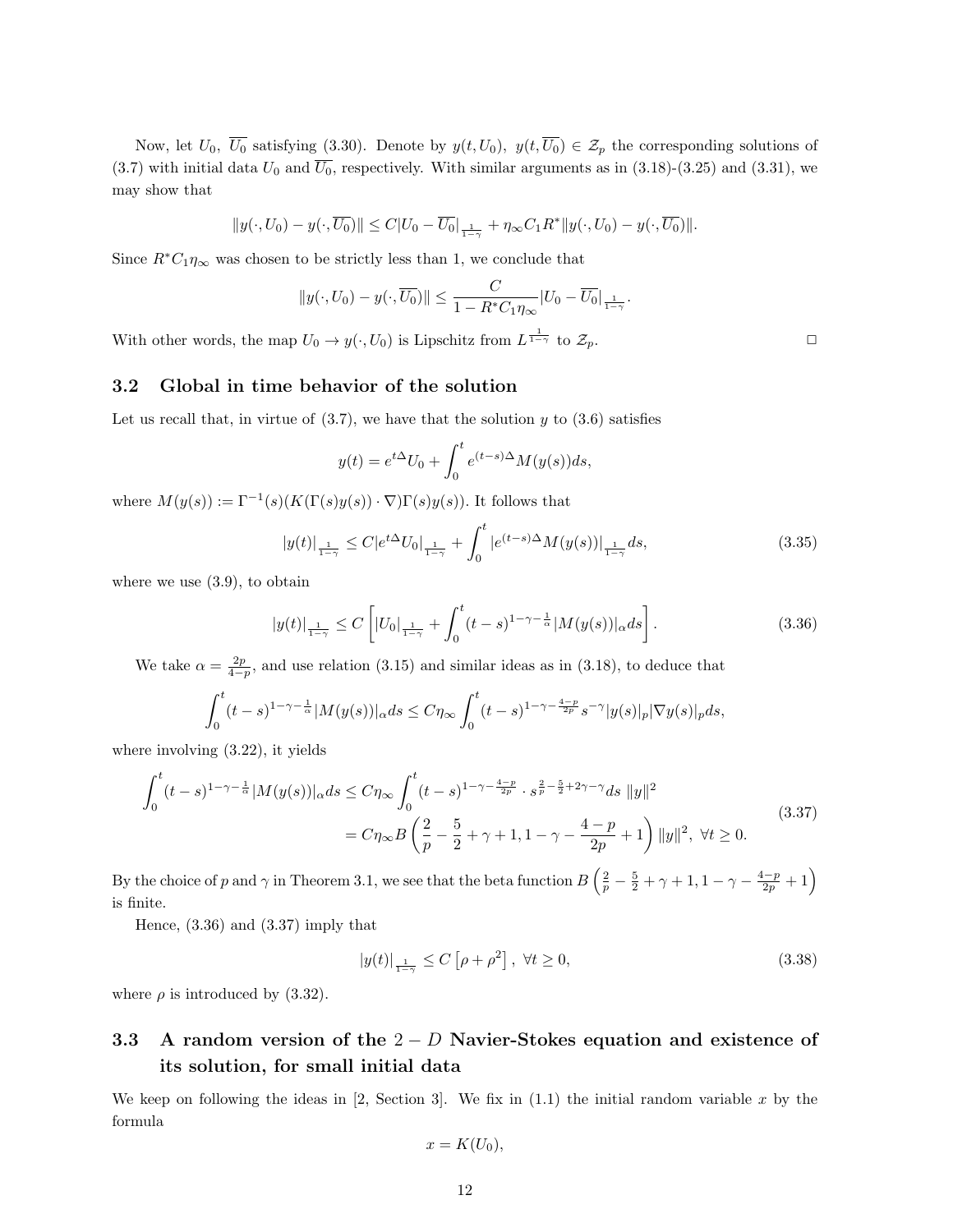Now, let $U_0$, $\overline{U_0}$ satisfying (3.30). Denote by $y(t, U_0)$, $y(t, \overline{U_0}) \in \mathcal{Z}_p$ the corresponding solutions of (3.7) with initial data $U_0$ and $\overline{U_0}$, respectively. With similar arguments as in (3.18)-(3.25) and (3.31), we may show that

$$\|y(\cdot, U_0) - y(\cdot, \overline{U_0})\| \leq C|U_0 - \overline{U_0}|_{\frac{1}{1-\gamma}} + \eta_\infty C_1 R^* \|y(\cdot, U_0) - y(\cdot, \overline{U_0})\|.$$

Since $R^* C_1 \eta_\infty$ was chosen to be strictly less than 1, we conclude that

$$\|y(\cdot, U_0) - y(\cdot, \overline{U_0})\| \leq \frac{C}{1 - R^* C_1 \eta_\infty} |U_0 - \overline{U_0}|_{\frac{1}{1-\gamma}}.$$

With other words, the map $U_0 \to y(\cdot, U_0)$ is Lipschitz from $L^{\frac{1}{1-\gamma}}$ to $\mathcal{Z}_p$. □

### 3.2 Global in time behavior of the solution

Let us recall that, in virtue of (3.7), we have that the solution $y$ to (3.6) satisfies

$$y(t) = e^{t\Delta} U_0 + \int_0^t e^{(t-s)\Delta} M(y(s)) ds,$$

where $M(y(s)) := \Gamma^{-1}(s)(K(\Gamma(s)y(s)) \cdot \nabla)\Gamma(s)y(s))$. It follows that

$$|y(t)|_{\frac{1}{1-\gamma}} \leq C|e^{t\Delta} U_0|_{\frac{1}{1-\gamma}} + \int_0^t |e^{(t-s)\Delta} M(y(s))|_{\frac{1}{1-\gamma}} ds, \tag{3.35}$$

where we use (3.9), to obtain

$$|y(t)|_{\frac{1}{1-\gamma}} \leq C\left[|U_0|_{\frac{1}{1-\gamma}} + \int_0^t (t-s)^{1-\gamma-\frac{1}{\alpha}} |M(y(s))|_\alpha ds\right]. \tag{3.36}$$

We take $\alpha = \frac{2p}{4-p}$, and use relation (3.15) and similar ideas as in (3.18), to deduce that

$$\int_0^t (t-s)^{1-\gamma-\frac{1}{\alpha}} |M(y(s))|_\alpha ds \leq C\eta_\infty \int_0^t (t-s)^{1-\gamma-\frac{4-p}{2p}} s^{-\gamma} |y(s)|_p |\nabla y(s)|_p ds,$$

where involving (3.22), it yields

$$\begin{aligned}\int_0^t (t-s)^{1-\gamma-\frac{1}{\alpha}} |M(y(s))|_\alpha ds &\leq C\eta_\infty \int_0^t (t-s)^{1-\gamma-\frac{4-p}{2p}} \cdot s^{\frac{2}{p}-\frac{5}{2}+2\gamma-\gamma} ds \; \|y\|^2 \\ &= C\eta_\infty B\left(\frac{2}{p} - \frac{5}{2} + \gamma + 1, 1 - \gamma - \frac{4-p}{2p} + 1\right) \|y\|^2, \; \forall t \geq 0.\end{aligned} \tag{3.37}$$

By the choice of $p$ and $\gamma$ in Theorem 3.1, we see that the beta function $B\left(\frac{2}{p} - \frac{5}{2} + \gamma + 1, 1 - \gamma - \frac{4-p}{2p} + 1\right)$ is finite.

Hence, (3.36) and (3.37) imply that

$$|y(t)|_{\frac{1}{1-\gamma}} \leq C\left[\rho + \rho^2\right], \; \forall t \geq 0, \tag{3.38}$$

where $\rho$ is introduced by (3.32).

### 3.3 A random version of the $2-D$ Navier-Stokes equation and existence of its solution, for small initial data

We keep on following the ideas in [2, Section 3]. We fix in (1.1) the initial random variable $x$ by the formula

$$x = K(U_0),$$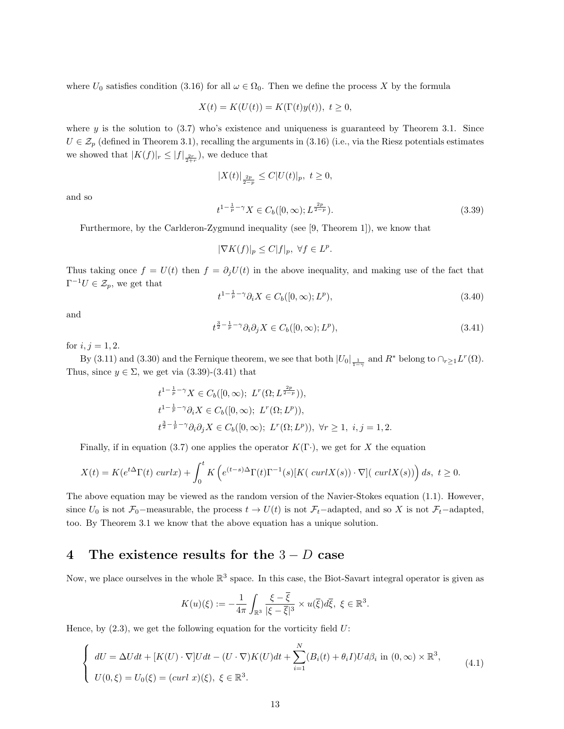where $U_0$ satisfies condition (3.16) for all $\omega \in \Omega_0$. Then we define the process $X$ by the formula

$$X(t) = K(U(t)) = K(\Gamma(t)y(t)),\ t \geq 0,$$

where $y$ is the solution to (3.7) who's existence and uniqueness is guaranteed by Theorem 3.1. Since $U \in \mathcal{Z}_p$ (defined in Theorem 3.1), recalling the arguments in (3.16) (i.e., via the Riesz potentials estimates we showed that $|K(f)|_r \leq |f|_{\frac{2r}{2+r}}$), we deduce that

$$|X(t)|_{\frac{2p}{2-p}} \leq C|U(t)|_p,\ t \geq 0,$$

and so

$$t^{1-\frac{1}{p}-\gamma} X \in C_b([0,\infty); L^{\frac{2p}{2-p}}). \tag{3.39}$$

Furthermore, by the Carlderon-Zygmund inequality (see [9, Theorem 1]), we know that

$$|\nabla K(f)|_p \leq C|f|_p,\ \forall f \in L^p.$$

Thus taking once $f = U(t)$ then $f = \partial_j U(t)$ in the above inequality, and making use of the fact that $\Gamma^{-1}U \in \mathcal{Z}_p$, we get that

$$t^{1-\frac{1}{p}-\gamma} \partial_i X \in C_b([0,\infty); L^p), \tag{3.40}$$

and

$$t^{\frac{3}{2}-\frac{1}{p}-\gamma} \partial_i \partial_j X \in C_b([0,\infty); L^p), \tag{3.41}$$

for $i, j = 1, 2$.

By (3.11) and (3.30) and the Fernique theorem, we see that both $|U_0|_{\frac{1}{1-\gamma}}$ and $R^*$ belong to $\cap_{r \geq 1} L^r(\Omega)$. Thus, since $y \in \Sigma$, we get via (3.39)-(3.41) that

$$\begin{aligned}
&t^{1-\frac{1}{p}-\gamma} X \in C_b([0,\infty);\ L^r(\Omega; L^{\frac{2p}{2-p}})),\\
&t^{1-\frac{1}{p}-\gamma} \partial_i X \in C_b([0,\infty);\ L^r(\Omega; L^p)),\\
&t^{\frac{3}{2}-\frac{1}{p}-\gamma} \partial_i \partial_j X \in C_b([0,\infty);\ L^r(\Omega; L^p)),\ \forall r \geq 1,\ i, j = 1, 2.
\end{aligned}$$

Finally, if in equation (3.7) one applies the operator $K(\Gamma \cdot)$, we get for $X$ the equation

$$X(t) = K(e^{t\Delta}\Gamma(t)\ curl x) + \int_0^t K\left(e^{(t-s)\Delta}\Gamma(t)\Gamma^{-1}(s)[K(\ curl X(s)) \cdot \nabla](\ curl X(s))\right) ds,\ t \geq 0.$$

The above equation may be viewed as the random version of the Navier-Stokes equation (1.1). However, since $U_0$ is not $\mathcal{F}_0$−measurable, the process $t \to U(t)$ is not $\mathcal{F}_t$−adapted, and so $X$ is not $\mathcal{F}_t$−adapted, too. By Theorem 3.1 we know that the above equation has a unique solution.

# 4 The existence results for the $3-D$ case

Now, we place ourselves in the whole $\mathbb{R}^3$ space. In this case, the Biot-Savart integral operator is given as

$$K(u)(\xi) := -\frac{1}{4\pi}\int_{\mathbb{R}^3} \frac{\xi - \overline{\xi}}{|\xi - \overline{\xi}|^3} \times u(\overline{\xi}) d\overline{\xi},\ \xi \in \mathbb{R}^3.$$

Hence, by (2.3), we get the following equation for the vorticity field $U$:

$$\left\{\begin{array}{l}
dU = \Delta U dt + [K(U) \cdot \nabla]U dt - (U \cdot \nabla)K(U)dt + \displaystyle\sum_{i=1}^N (B_i(t) + \theta_i I)U d\beta_i \text{ in } (0,\infty) \times \mathbb{R}^3,\\
U(0,\xi) = U_0(\xi) = (curl\ x)(\xi),\ \xi \in \mathbb{R}^3.
\end{array}\right. \tag{4.1}$$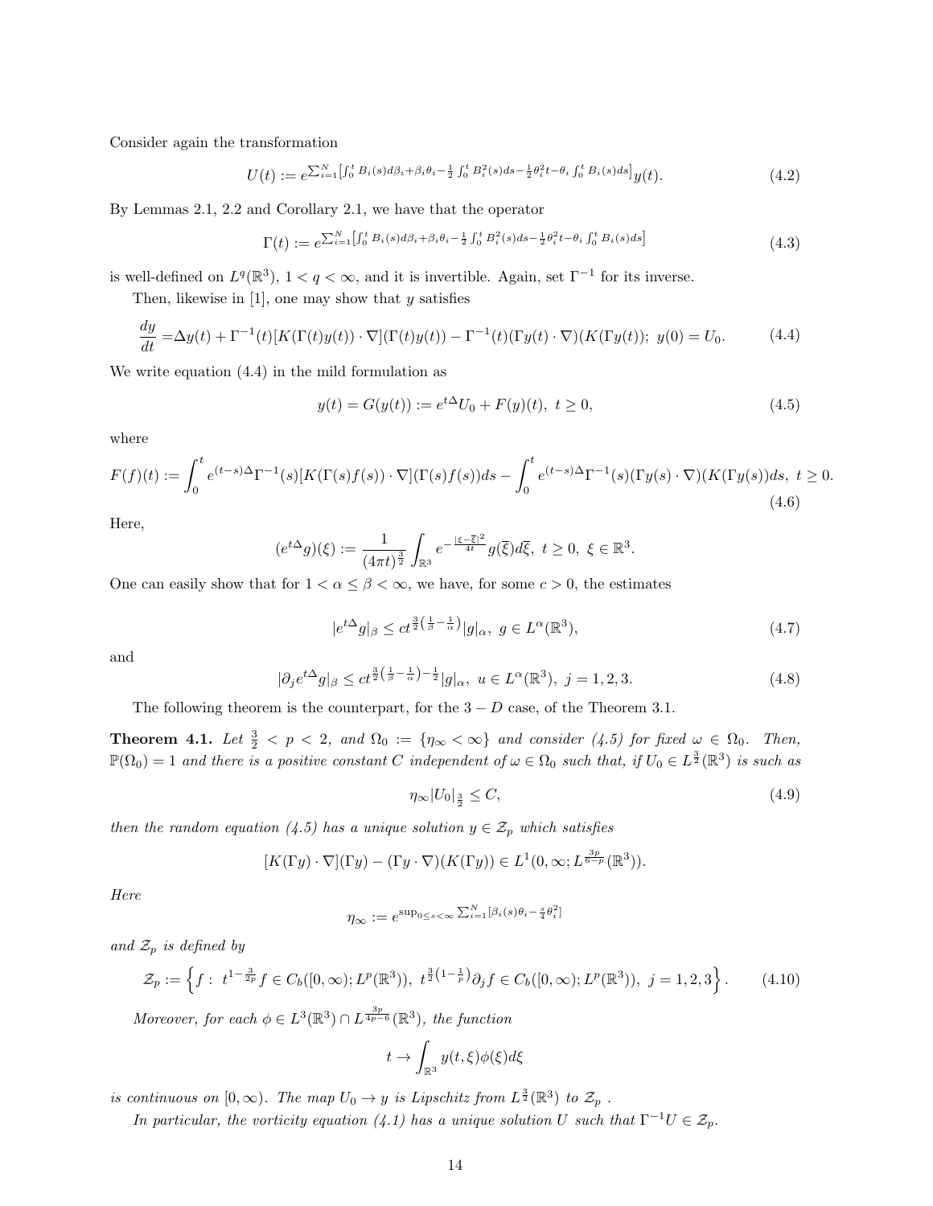Consider again the transformation

$$U(t) := e^{\sum_{i=1}^{N}\left[\int_0^t B_i(s)d\beta_i+\beta_i\theta_i-\frac{1}{2}\int_0^t B_i^2(s)ds-\frac{1}{2}\theta_i^2 t-\theta_i\int_0^t B_i(s)ds\right]}y(t). \tag{4.2}$$

By Lemmas 2.1, 2.2 and Corollary 2.1, we have that the operator

$$\Gamma(t) := e^{\sum_{i=1}^{N}\left[\int_0^t B_i(s)d\beta_i+\beta_i\theta_i-\frac{1}{2}\int_0^t B_i^2(s)ds-\frac{1}{2}\theta_i^2 t-\theta_i\int_0^t B_i(s)ds\right]} \tag{4.3}$$

is well-defined on $L^q(\mathbb{R}^3)$, $1<q<\infty$, and it is invertible. Again, set $\Gamma^{-1}$ for its inverse.

Then, likewise in [1], one may show that $y$ satisfies

$$\frac{dy}{dt} = \Delta y(t) + \Gamma^{-1}(t)[K(\Gamma(t)y(t))\cdot\nabla](\Gamma(t)y(t)) - \Gamma^{-1}(t)(\Gamma y(t)\cdot\nabla)(K(\Gamma y(t)));\ y(0)=U_0. \tag{4.4}$$

We write equation (4.4) in the mild formulation as

$$y(t) = G(y(t)) := e^{t\Delta}U_0 + F(y)(t),\ t\geq 0, \tag{4.5}$$

where

$$F(f)(t) := \int_0^t e^{(t-s)\Delta}\Gamma^{-1}(s)[K(\Gamma(s)f(s))\cdot\nabla](\Gamma(s)f(s))ds - \int_0^t e^{(t-s)\Delta}\Gamma^{-1}(s)(\Gamma y(s)\cdot\nabla)(K(\Gamma y(s)))ds,\ t\geq 0. \tag{4.6}$$

Here,

$$(e^{t\Delta}g)(\xi) := \frac{1}{(4\pi t)^{\frac{3}{2}}}\int_{\mathbb{R}^3} e^{-\frac{|\xi-\bar{\xi}|^2}{4t}}g(\bar{\xi})d\bar{\xi},\ t\geq 0,\ \xi\in\mathbb{R}^3.$$

One can easily show that for $1<\alpha\leq\beta<\infty$, we have, for some $c>0$, the estimates

$$|e^{t\Delta}g|_\beta \leq ct^{\frac{3}{2}\left(\frac{1}{\beta}-\frac{1}{\alpha}\right)}|g|_\alpha,\ g\in L^\alpha(\mathbb{R}^3), \tag{4.7}$$

and

$$|\partial_j e^{t\Delta}g|_\beta \leq ct^{\frac{3}{2}\left(\frac{1}{\beta}-\frac{1}{\alpha}\right)-\frac{1}{2}}|g|_\alpha,\ u\in L^\alpha(\mathbb{R}^3),\ j=1,2,3. \tag{4.8}$$

The following theorem is the counterpart, for the $3-D$ case, of the Theorem 3.1.

**Theorem 4.1.** *Let $\frac{3}{2}<p<2$, and $\Omega_0 := \{\eta_\infty<\infty\}$ and consider (4.5) for fixed $\omega\in\Omega_0$. Then, $\mathbb{P}(\Omega_0)=1$ and there is a positive constant $C$ independent of $\omega\in\Omega_0$ such that, if $U_0\in L^{\frac{3}{2}}(\mathbb{R}^3)$ is such as*

$$\eta_\infty|U_0|_{\frac{3}{2}} \leq C, \tag{4.9}$$

*then the random equation (4.5) has a unique solution $y\in\mathcal{Z}_p$ which satisfies*

$$[K(\Gamma y)\cdot\nabla](\Gamma y) - (\Gamma y\cdot\nabla)(K(\Gamma y)) \in L^1(0,\infty;L^{\frac{3p}{6-p}}(\mathbb{R}^3)).$$

*Here*

$$\eta_\infty := e^{\sup_{0\leq s<\infty}\sum_{i=1}^{N}[\beta_i(s)\theta_i-\frac{s}{4}\theta_i^2]}$$

*and $\mathcal{Z}_p$ is defined by*

$$\mathcal{Z}_p := \left\{f:\ t^{1-\frac{3}{2p}}f\in C_b([0,\infty);L^p(\mathbb{R}^3)),\ t^{\frac{3}{2}\left(1-\frac{1}{p}\right)}\partial_j f\in C_b([0,\infty);L^p(\mathbb{R}^3)),\ j=1,2,3\right\}. \tag{4.10}$$

*Moreover, for each $\phi\in L^3(\mathbb{R}^3)\cap L^{\frac{3p}{4p-6}}(\mathbb{R}^3)$, the function*

$$t\to\int_{\mathbb{R}^3} y(t,\xi)\phi(\xi)d\xi$$

*is continuous on $[0,\infty)$. The map $U_0\to y$ is Lipschitz from $L^{\frac{3}{2}}(\mathbb{R}^3)$ to $\mathcal{Z}_p$ .*

*In particular, the vorticity equation (4.1) has a unique solution $U$ such that $\Gamma^{-1}U\in\mathcal{Z}_p$.*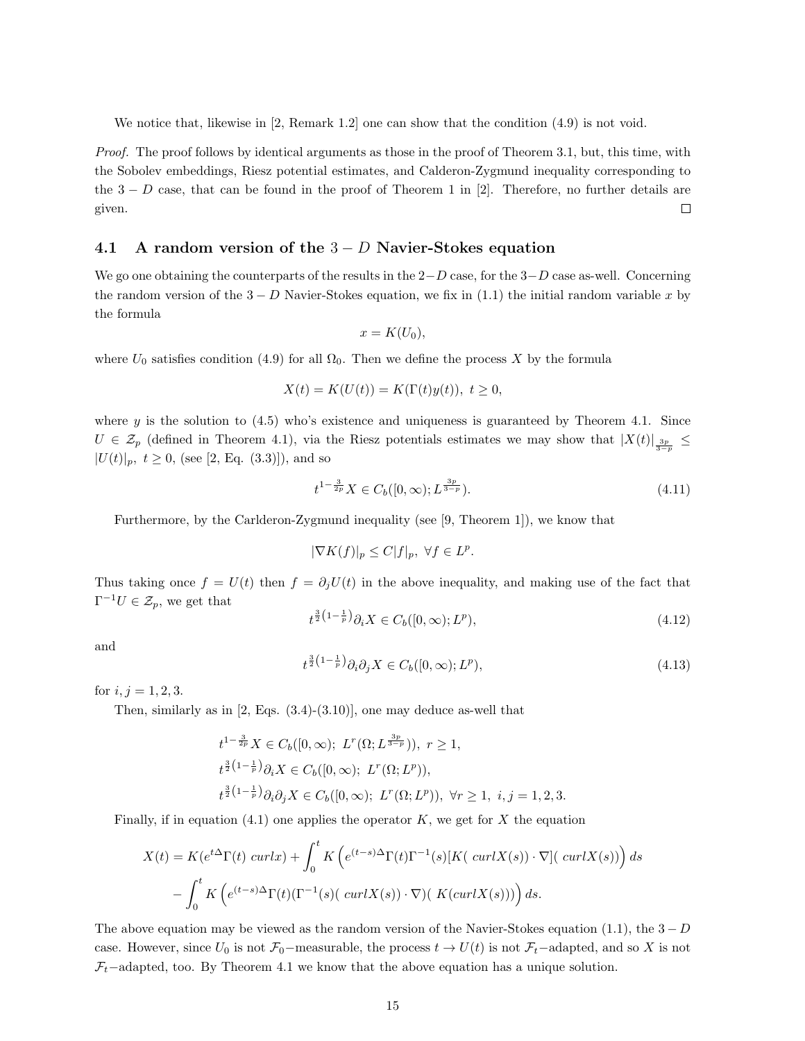We notice that, likewise in [2, Remark 1.2] one can show that the condition (4.9) is not void.

*Proof.* The proof follows by identical arguments as those in the proof of Theorem 3.1, but, this time, with the Sobolev embeddings, Riesz potential estimates, and Calderon-Zygmund inequality corresponding to the $3-D$ case, that can be found in the proof of Theorem 1 in [2]. Therefore, no further details are given. $\square$

### 4.1 A random version of the $3-D$ Navier-Stokes equation

We go one obtaining the counterparts of the results in the $2-D$ case, for the $3-D$ case as-well. Concerning the random version of the $3-D$ Navier-Stokes equation, we fix in (1.1) the initial random variable $x$ by the formula

$$x = K(U_0),$$

where $U_0$ satisfies condition (4.9) for all $\Omega_0$. Then we define the process $X$ by the formula

$$X(t) = K(U(t)) = K(\Gamma(t)y(t)),\ t \geq 0,$$

where $y$ is the solution to (4.5) who's existence and uniqueness is guaranteed by Theorem 4.1. Since $U \in \mathcal{Z}_p$ (defined in Theorem 4.1), via the Riesz potentials estimates we may show that $|X(t)|_{\frac{3p}{3-p}} \leq |U(t)|_p,\ t \geq 0$, (see [2, Eq. (3.3)]), and so

$$t^{1-\frac{3}{2p}} X \in C_b([0,\infty); L^{\frac{3p}{3-p}}). \tag{4.11}$$

Furthermore, by the Carlderon-Zygmund inequality (see [9, Theorem 1]), we know that

$$|\nabla K(f)|_p \leq C|f|_p,\ \forall f \in L^p.$$

Thus taking once $f = U(t)$ then $f = \partial_j U(t)$ in the above inequality, and making use of the fact that $\Gamma^{-1}U \in \mathcal{Z}_p$, we get that

$$t^{\frac{3}{2}\left(1-\frac{1}{p}\right)} \partial_i X \in C_b([0,\infty); L^p), \tag{4.12}$$

and

$$t^{\frac{3}{2}\left(1-\frac{1}{p}\right)} \partial_i \partial_j X \in C_b([0,\infty); L^p), \tag{4.13}$$

for $i, j = 1, 2, 3$.

Then, similarly as in [2, Eqs. (3.4)-(3.10)], one may deduce as-well that

$$\begin{aligned}
&t^{1-\frac{3}{2p}} X \in C_b([0,\infty);\ L^r(\Omega; L^{\frac{3p}{3-p}})),\ r \geq 1, \\
&t^{\frac{3}{2}\left(1-\frac{1}{p}\right)} \partial_i X \in C_b([0,\infty);\ L^r(\Omega; L^p)), \\
&t^{\frac{3}{2}\left(1-\frac{1}{p}\right)} \partial_i \partial_j X \in C_b([0,\infty);\ L^r(\Omega; L^p)),\ \forall r \geq 1,\ i,j = 1,2,3.
\end{aligned}$$

Finally, if in equation (4.1) one applies the operator $K$, we get for $X$ the equation

$$\begin{aligned}
X(t) = K(e^{t\Delta}\Gamma(t)\ curl x) &+ \int_0^t K\left(e^{(t-s)\Delta}\Gamma(t)\Gamma^{-1}(s)[K(\ curl X(s)) \cdot \nabla](\ curl X(s))\right) ds \\
&- \int_0^t K\left(e^{(t-s)\Delta}\Gamma(t)(\Gamma^{-1}(s)(\ curl X(s)) \cdot \nabla)(\ K(curl X(s)))\right) ds.
\end{aligned}$$

The above equation may be viewed as the random version of the Navier-Stokes equation (1.1), the $3-D$ case. However, since $U_0$ is not $\mathcal{F}_0-$measurable, the process $t \to U(t)$ is not $\mathcal{F}_t-$adapted, and so $X$ is not $\mathcal{F}_t-$adapted, too. By Theorem 4.1 we know that the above equation has a unique solution.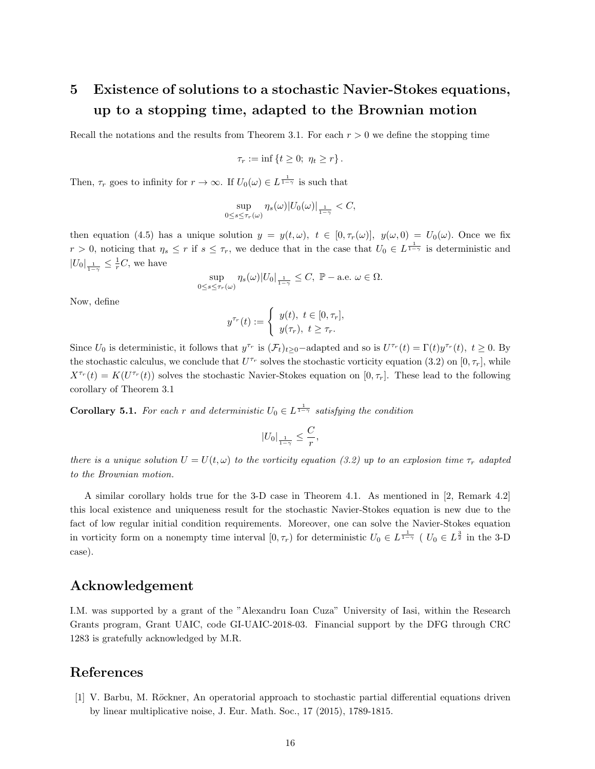# 5 Existence of solutions to a stochastic Navier-Stokes equations, up to a stopping time, adapted to the Brownian motion

Recall the notations and the results from Theorem 3.1. For each $r > 0$ we define the stopping time

$$\tau_r := \inf \{t \geq 0;\ \eta_t \geq r\}.$$

Then, $\tau_r$ goes to infinity for $r \to \infty$. If $U_0(\omega) \in L^{\frac{1}{1-\gamma}}$ is such that

$$\sup_{0 \leq s \leq \tau_r(\omega)} \eta_s(\omega)|U_0(\omega)|_{\frac{1}{1-\gamma}} < C,$$

then equation (4.5) has a unique solution $y = y(t, \omega),\ t \in [0, \tau_r(\omega)],\ y(\omega, 0) = U_0(\omega)$. Once we fix $r > 0$, noticing that $\eta_s \leq r$ if $s \leq \tau_r$, we deduce that in the case that $U_0 \in L^{\frac{1}{1-\gamma}}$ is deterministic and $|U_0|_{\frac{1}{1-\gamma}} \leq \frac{1}{r}C$, we have

$$\sup_{0 \leq s \leq \tau_r(\omega)} \eta_s(\omega)|U_0|_{\frac{1}{1-\gamma}} \leq C,\ \mathbb{P}-\text{a.e. } \omega \in \Omega.$$

Now, define

$$y^{\tau_r}(t) := \begin{cases} y(t),\ t \in [0, \tau_r], \\ y(\tau_r),\ t \geq \tau_r. \end{cases}$$

Since $U_0$ is deterministic, it follows that $y^{\tau_r}$ is $(\mathcal{F}_t)_{t \geq 0}$−adapted and so is $U^{\tau_r}(t) = \Gamma(t)y^{\tau_r}(t),\ t \geq 0$. By the stochastic calculus, we conclude that $U^{\tau_r}$ solves the stochastic vorticity equation (3.2) on $[0, \tau_r]$, while $X^{\tau_r}(t) = K(U^{\tau_r}(t))$ solves the stochastic Navier-Stokes equation on $[0, \tau_r]$. These lead to the following corollary of Theorem 3.1

**Corollary 5.1.** *For each $r$ and deterministic $U_0 \in L^{\frac{1}{1-\gamma}}$ satisfying the condition*

$$|U_0|_{\frac{1}{1-\gamma}} \leq \frac{C}{r},$$

*there is a unique solution $U = U(t, \omega)$ to the vorticity equation (3.2) up to an explosion time $\tau_r$ adapted to the Brownian motion.*

A similar corollary holds true for the 3-D case in Theorem 4.1. As mentioned in [2, Remark 4.2] this local existence and uniqueness result for the stochastic Navier-Stokes equation is new due to the fact of low regular initial condition requirements. Moreover, one can solve the Navier-Stokes equation in vorticity form on a nonempty time interval $[0, \tau_r)$ for deterministic $U_0 \in L^{\frac{1}{1-\gamma}}$ ( $U_0 \in L^{\frac{3}{2}}$ in the 3-D case).

## Acknowledgement

I.M. was supported by a grant of the "Alexandru Ioan Cuza" University of Iasi, within the Research Grants program, Grant UAIC, code GI-UAIC-2018-03. Financial support by the DFG through CRC 1283 is gratefully acknowledged by M.R.

## References

[1] V. Barbu, M. Röckner, An operatorial approach to stochastic partial differential equations driven by linear multiplicative noise, J. Eur. Math. Soc., 17 (2015), 1789-1815.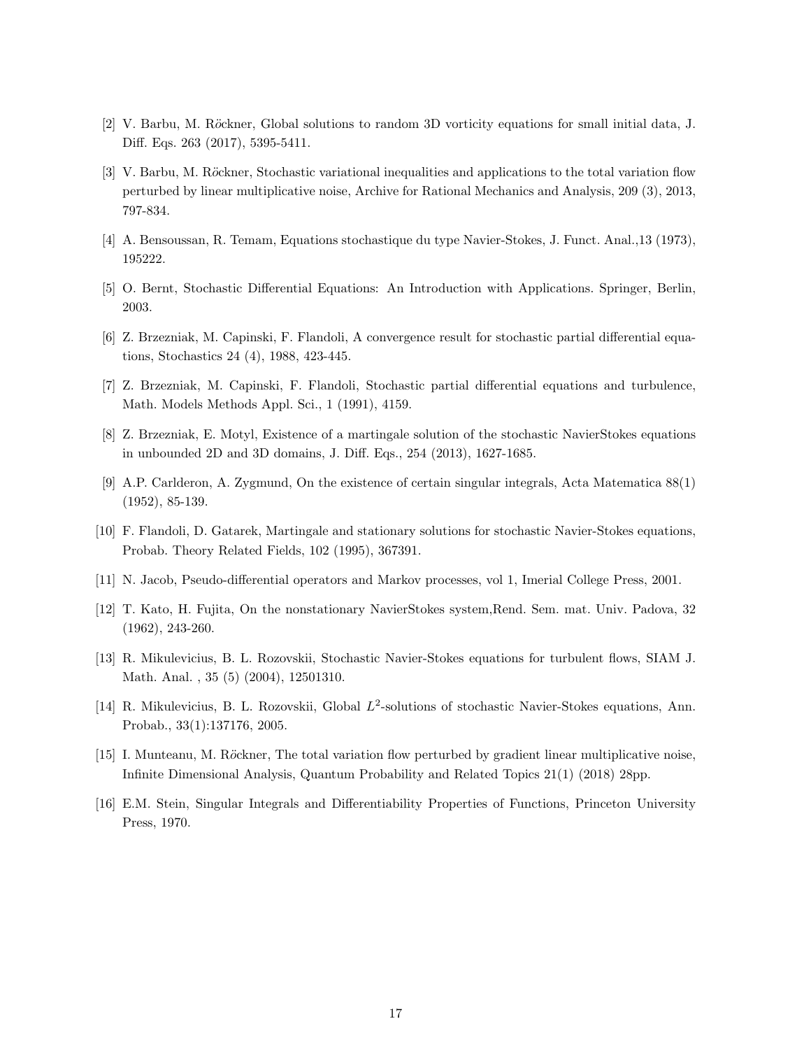[2] V. Barbu, M. Röckner, Global solutions to random 3D vorticity equations for small initial data, J. Diff. Eqs. 263 (2017), 5395-5411.

[3] V. Barbu, M. Röckner, Stochastic variational inequalities and applications to the total variation flow perturbed by linear multiplicative noise, Archive for Rational Mechanics and Analysis, 209 (3), 2013, 797-834.

[4] A. Bensoussan, R. Temam, Equations stochastique du type Navier-Stokes, J. Funct. Anal.,13 (1973), 195222.

[5] O. Bernt, Stochastic Differential Equations: An Introduction with Applications. Springer, Berlin, 2003.

[6] Z. Brzezniak, M. Capinski, F. Flandoli, A convergence result for stochastic partial differential equations, Stochastics 24 (4), 1988, 423-445.

[7] Z. Brzezniak, M. Capinski, F. Flandoli, Stochastic partial differential equations and turbulence, Math. Models Methods Appl. Sci., 1 (1991), 4159.

[8] Z. Brzezniak, E. Motyl, Existence of a martingale solution of the stochastic NavierStokes equations in unbounded 2D and 3D domains, J. Diff. Eqs., 254 (2013), 1627-1685.

[9] A.P. Carlderon, A. Zygmund, On the existence of certain singular integrals, Acta Matematica 88(1) (1952), 85-139.

[10] F. Flandoli, D. Gatarek, Martingale and stationary solutions for stochastic Navier-Stokes equations, Probab. Theory Related Fields, 102 (1995), 367391.

[11] N. Jacob, Pseudo-differential operators and Markov processes, vol 1, Imerial College Press, 2001.

[12] T. Kato, H. Fujita, On the nonstationary NavierStokes system,Rend. Sem. mat. Univ. Padova, 32 (1962), 243-260.

[13] R. Mikulevicius, B. L. Rozovskii, Stochastic Navier-Stokes equations for turbulent flows, SIAM J. Math. Anal. , 35 (5) (2004), 12501310.

[14] R. Mikulevicius, B. L. Rozovskii, Global $L^2$-solutions of stochastic Navier-Stokes equations, Ann. Probab., 33(1):137176, 2005.

[15] I. Munteanu, M. Röckner, The total variation flow perturbed by gradient linear multiplicative noise, Infinite Dimensional Analysis, Quantum Probability and Related Topics 21(1) (2018) 28pp.

[16] E.M. Stein, Singular Integrals and Differentiability Properties of Functions, Princeton University Press, 1970.